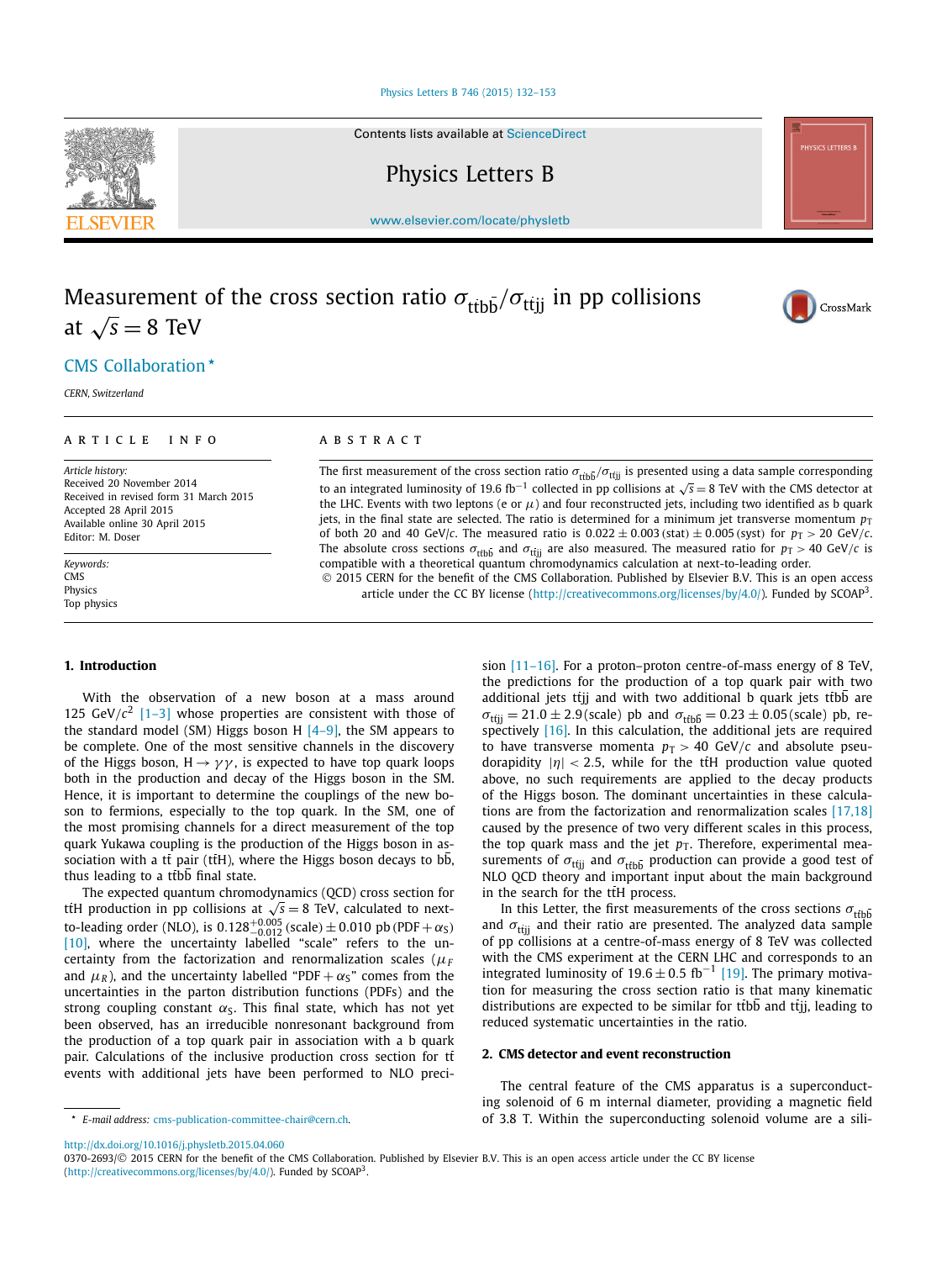# Measurement of the cross section ratio $\sigma_{t\bar{t}b\bar{b}}/\sigma_{t\bar{t}jj}$ in pp collisions at $\sqrt{s} = 8$ TeV

CMS Collaboration *

*CERN, Switzerland*

---

**ARTICLE INFO**

*Article history:*
Received 20 November 2014
Received in revised form 31 March 2015
Accepted 28 April 2015
Available online 30 April 2015
Editor: M. Doser

*Keywords:*
CMS
Physics
Top physics

**ABSTRACT**

The first measurement of the cross section ratio $\sigma_{t\bar{t}b\bar{b}}/\sigma_{t\bar{t}jj}$ is presented using a data sample corresponding to an integrated luminosity of 19.6 $\text{fb}^{-1}$ collected in pp collisions at $\sqrt{s} = 8$ TeV with the CMS detector at the LHC. Events with two leptons (e or $\mu$) and four reconstructed jets, including two identified as b quark jets, in the final state are selected. The ratio is determined for a minimum jet transverse momentum $p_T$ of both 20 and 40 GeV/$c$. The measured ratio is $0.022 \pm 0.003\,(\text{stat}) \pm 0.005\,(\text{syst})$ for $p_T > 20$ GeV/$c$. The absolute cross sections $\sigma_{t\bar{t}b\bar{b}}$ and $\sigma_{t\bar{t}jj}$ are also measured. The measured ratio for $p_T > 40$ GeV/$c$ is compatible with a theoretical quantum chromodynamics calculation at next-to-leading order.

© 2015 CERN for the benefit of the CMS Collaboration. Published by Elsevier B.V. This is an open access article under the CC BY license (http://creativecommons.org/licenses/by/4.0/). Funded by SCOAP[3].

---

## 1. Introduction

With the observation of a new boson at a mass around 125 GeV/$c^2$ [1–3] whose properties are consistent with those of the standard model (SM) Higgs boson H [4–9], the SM appears to be complete. One of the most sensitive channels in the discovery of the Higgs boson, $\text{H} \rightarrow \gamma\gamma$, is expected to have top quark loops both in the production and decay of the Higgs boson in the SM. Hence, it is important to determine the couplings of the new boson to fermions, especially to the top quark. In the SM, one of the most promising channels for a direct measurement of the top quark Yukawa coupling is the production of the Higgs boson in association with a $t\bar{t}$ pair ($t\bar{t}$H), where the Higgs boson decays to $b\bar{b}$, thus leading to a $t\bar{t}b\bar{b}$ final state.

The expected quantum chromodynamics (QCD) cross section for $t\bar{t}$H production in pp collisions at $\sqrt{s} = 8$ TeV, calculated to next-to-leading order (NLO), is $0.128^{+0.005}_{-0.012}\,(\text{scale}) \pm 0.010$ pb (PDF + $\alpha_S$) [10], where the uncertainty labelled "scale" refers to the uncertainty from the factorization and renormalization scales ($\mu_F$ and $\mu_R$), and the uncertainty labelled "PDF + $\alpha_S$" comes from the uncertainties in the parton distribution functions (PDFs) and the strong coupling constant $\alpha_S$. This final state, which has not yet been observed, has an irreducible nonresonant background from the production of a top quark pair in association with a b quark pair. Calculations of the inclusive production cross section for $t\bar{t}$ events with additional jets have been performed to NLO precision [11–16]. For a proton–proton centre-of-mass energy of 8 TeV, the predictions for the production of a top quark pair with two additional jets $t\bar{t}jj$ and with two additional b quark jets $t\bar{t}b\bar{b}$ are $\sigma_{t\bar{t}jj} = 21.0 \pm 2.9\,(\text{scale})$ pb and $\sigma_{t\bar{t}b\bar{b}} = 0.23 \pm 0.05\,(\text{scale})$ pb, respectively [16]. In this calculation, the additional jets are required to have transverse momenta $p_T > 40$ GeV/$c$ and absolute pseudorapidity $|\eta| < 2.5$, while for the $t\bar{t}$H production value quoted above, no such requirements are applied to the decay products of the Higgs boson. The dominant uncertainties in these calculations are from the factorization and renormalization scales [17,18] caused by the presence of two very different scales in this process, the top quark mass and the jet $p_T$. Therefore, experimental measurements of $\sigma_{t\bar{t}jj}$ and $\sigma_{t\bar{t}b\bar{b}}$ production can provide a good test of NLO QCD theory and important input about the main background in the search for the $t\bar{t}$H process.

In this Letter, the first measurements of the cross sections $\sigma_{t\bar{t}b\bar{b}}$ and $\sigma_{t\bar{t}jj}$ and their ratio are presented. The analyzed data sample of pp collisions at a centre-of-mass energy of 8 TeV was collected with the CMS experiment at the CERN LHC and corresponds to an integrated luminosity of $19.6 \pm 0.5$ $\text{fb}^{-1}$ [19]. The primary motivation for measuring the cross section ratio is that many kinematic distributions are expected to be similar for $t\bar{t}b\bar{b}$ and $t\bar{t}jj$, leading to reduced systematic uncertainties in the ratio.

## 2. CMS detector and event reconstruction

The central feature of the CMS apparatus is a superconducting solenoid of 6 m internal diameter, providing a magnetic field of 3.8 T. Within the superconducting solenoid volume are a sili-

---

\* E-mail address: cms-publication-committee-chair@cern.ch.

http://dx.doi.org/10.1016/j.physletb.2015.04.060
0370-2693/© 2015 CERN for the benefit of the CMS Collaboration. Published by Elsevier B.V. This is an open access article under the CC BY license (http://creativecommons.org/licenses/by/4.0/). Funded by SCOAP[3].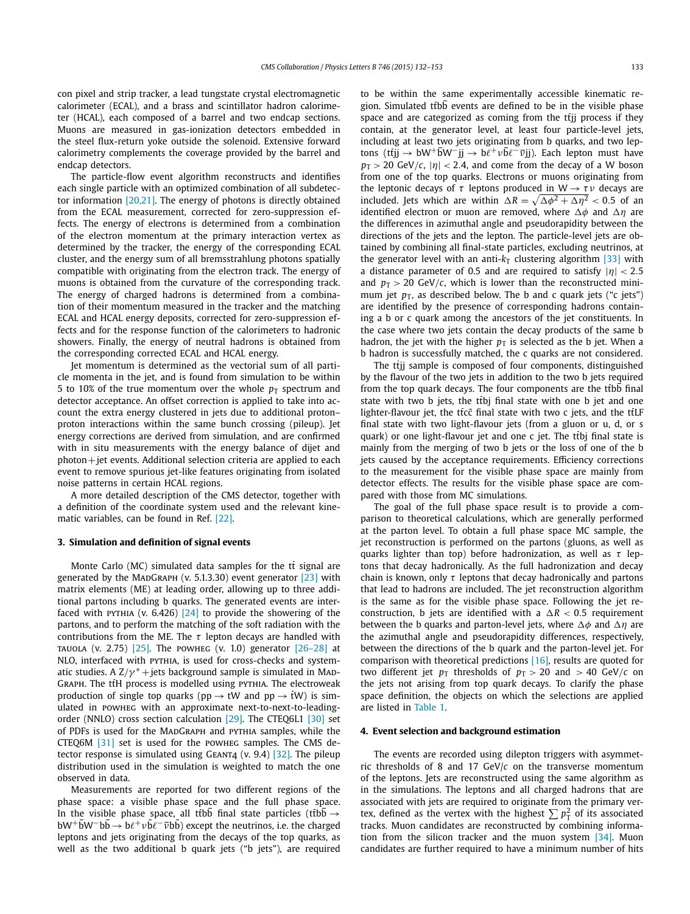con pixel and strip tracker, a lead tungstate crystal electromagnetic calorimeter (ECAL), and a brass and scintillator hadron calorimeter (HCAL), each composed of a barrel and two endcap sections. Muons are measured in gas-ionization detectors embedded in the steel flux-return yoke outside the solenoid. Extensive forward calorimetry complements the coverage provided by the barrel and endcap detectors.

The particle-flow event algorithm reconstructs and identifies each single particle with an optimized combination of all subdetector information [20,21]. The energy of photons is directly obtained from the ECAL measurement, corrected for zero-suppression effects. The energy of electrons is determined from a combination of the electron momentum at the primary interaction vertex as determined by the tracker, the energy of the corresponding ECAL cluster, and the energy sum of all bremsstrahlung photons spatially compatible with originating from the electron track. The energy of muons is obtained from the curvature of the corresponding track. The energy of charged hadrons is determined from a combination of their momentum measured in the tracker and the matching ECAL and HCAL energy deposits, corrected for zero-suppression effects and for the response function of the calorimeters to hadronic showers. Finally, the energy of neutral hadrons is obtained from the corresponding corrected ECAL and HCAL energy.

Jet momentum is determined as the vectorial sum of all particle momenta in the jet, and is found from simulation to be within 5 to 10% of the true momentum over the whole $p_T$ spectrum and detector acceptance. An offset correction is applied to take into account the extra energy clustered in jets due to additional proton–proton interactions within the same bunch crossing (pileup). Jet energy corrections are derived from simulation, and are confirmed with in situ measurements with the energy balance of dijet and photon+jet events. Additional selection criteria are applied to each event to remove spurious jet-like features originating from isolated noise patterns in certain HCAL regions.

A more detailed description of the CMS detector, together with a definition of the coordinate system used and the relevant kinematic variables, can be found in Ref. [22].

## 3. Simulation and definition of signal events

Monte Carlo (MC) simulated data samples for the $t\bar{t}$ signal are generated by the MadGraph (v. 5.1.3.30) event generator [23] with matrix elements (ME) at leading order, allowing up to three additional partons including b quarks. The generated events are interfaced with pythia (v. 6.426) [24] to provide the showering of the partons, and to perform the matching of the soft radiation with the contributions from the ME. The $\tau$ lepton decays are handled with tauola (v. 2.75) [25]. The powheg (v. 1.0) generator [26–28] at NLO, interfaced with pythia, is used for cross-checks and systematic studies. A $Z/\gamma^*$+jets background sample is simulated in MadGraph. The $t\bar{t}H$ process is modelled using pythia. The electroweak production of single top quarks ($pp \to tW$ and $pp \to \bar{t}W$) is simulated in powheg with an approximate next-to-next-to-leading-order (NNLO) cross section calculation [29]. The CTEQ6L1 [30] set of PDFs is used for the MadGraph and pythia samples, while the CTEQ6M [31] set is used for the powheg samples. The CMS detector response is simulated using Geant4 (v. 9.4) [32]. The pileup distribution used in the simulation is weighted to match the one observed in data.

Measurements are reported for two different regions of the phase space: a visible phase space and the full phase space. In the visible phase space, all $t\bar{t}b\bar{b}$ final state particles ($t\bar{t}b\bar{b} \to bW^+\bar{b}W^-b\bar{b} \to b\ell^+\nu\bar{b}\ell^-\bar{\nu}b\bar{b}$) except the neutrinos, i.e. the charged leptons and jets originating from the decays of the top quarks, as well as the two additional b quark jets ("b jets"), are required to be within the same experimentally accessible kinematic region. Simulated $t\bar{t}b\bar{b}$ events are defined to be in the visible phase space and are categorized as coming from the $t\bar{t}jj$ process if they contain, at the generator level, at least four particle-level jets, including at least two jets originating from b quarks, and two leptons ($t\bar{t}jj \to bW^+\bar{b}W^-jj \to b\ell^+\nu\bar{b}\ell^-\bar{\nu}jj$). Each lepton must have $p_T > 20$ GeV/$c$, $|\eta| < 2.4$, and come from the decay of a W boson from one of the top quarks. Electrons or muons originating from the leptonic decays of $\tau$ leptons produced in $W \to \tau\nu$ decays are included. Jets which are within $\Delta R = \sqrt{\Delta\phi^2 + \Delta\eta^2} < 0.5$ of an identified electron or muon are removed, where $\Delta\phi$ and $\Delta\eta$ are the differences in azimuthal angle and pseudorapidity between the directions of the jets and the lepton. The particle-level jets are obtained by combining all final-state particles, excluding neutrinos, at the generator level with an anti-$k_T$ clustering algorithm [33] with a distance parameter of 0.5 and are required to satisfy $|\eta| < 2.5$ and $p_T > 20$ GeV/$c$, which is lower than the reconstructed minimum jet $p_T$, as described below. The b and c quark jets ("c jets") are identified by the presence of corresponding hadrons containing a b or c quark among the ancestors of the jet constituents. In the case where two jets contain the decay products of the same b hadron, the jet with the higher $p_T$ is selected as the b jet. When a b hadron is successfully matched, the c quarks are not considered.

The $t\bar{t}jj$ sample is composed of four components, distinguished by the flavour of the two jets in addition to the two b jets required from the top quark decays. The four components are the $t\bar{t}b\bar{b}$ final state with two b jets, the $t\bar{t}bj$ final state with one b jet and one lighter-flavour jet, the $t\bar{t}c\bar{c}$ final state with two c jets, and the $t\bar{t}$LF final state with two light-flavour jets (from a gluon or u, d, or s quark) or one light-flavour jet and one c jet. The $t\bar{t}bj$ final state is mainly from the merging of two b jets or the loss of one of the b jets caused by the acceptance requirements. Efficiency corrections to the measurement for the visible phase space are mainly from detector effects. The results for the visible phase space are compared with those from MC simulations.

The goal of the full phase space result is to provide a comparison to theoretical calculations, which are generally performed at the parton level. To obtain a full phase space MC sample, the jet reconstruction is performed on the partons (gluons, as well as quarks lighter than top) before hadronization, as well as $\tau$ leptons that decay hadronically. As the full hadronization and decay chain is known, only $\tau$ leptons that decay hadronically and partons that lead to hadrons are included. The jet reconstruction algorithm is the same as for the visible phase space. Following the jet reconstruction, b jets are identified with a $\Delta R < 0.5$ requirement between the b quarks and parton-level jets, where $\Delta\phi$ and $\Delta\eta$ are the azimuthal angle and pseudorapidity differences, respectively, between the directions of the b quark and the parton-level jet. For comparison with theoretical predictions [16], results are quoted for two different jet $p_T$ thresholds of $p_T > 20$ and $> 40$ GeV/$c$ on the jets not arising from top quark decays. To clarify the phase space definition, the objects on which the selections are applied are listed in Table 1.

## 4. Event selection and background estimation

The events are recorded using dilepton triggers with asymmetric thresholds of 8 and 17 GeV/$c$ on the transverse momentum of the leptons. Jets are reconstructed using the same algorithm as in the simulations. The leptons and all charged hadrons that are associated with jets are required to originate from the primary vertex, defined as the vertex with the highest $\sum p_T^2$ of its associated tracks. Muon candidates are reconstructed by combining information from the silicon tracker and the muon system [34]. Muon candidates are further required to have a minimum number of hits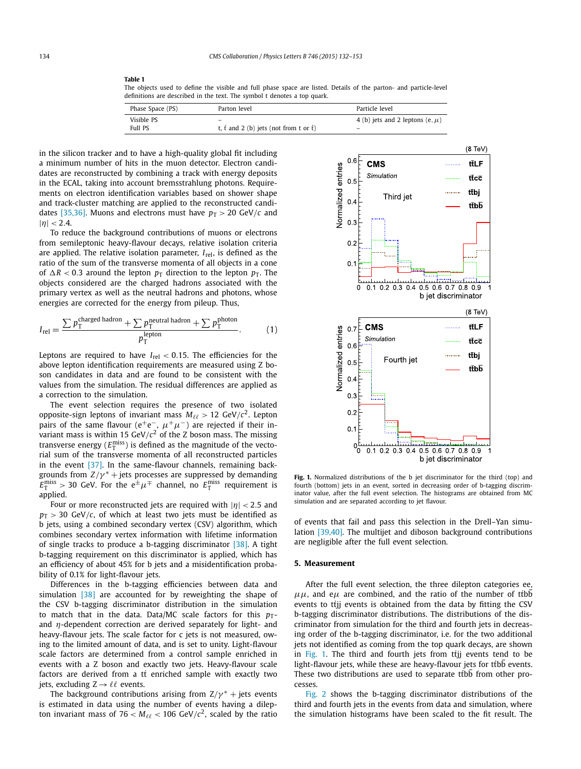**Table 1**
The objects used to define the visible and full phase space are listed. Details of the parton- and particle-level definitions are described in the text. The symbol t denotes a top quark.

| Phase Space (PS) | Parton level | Particle level |
|---|---|---|
| Visible PS | – | 4 (b) jets and 2 leptons (e, $\mu$) |
| Full PS | t, $\bar{t}$ and 2 (b) jets (not from t or $\bar{t}$) | – |

in the silicon tracker and to have a high-quality global fit including a minimum number of hits in the muon detector. Electron candidates are reconstructed by combining a track with energy deposits in the ECAL, taking into account bremsstrahlung photons. Requirements on electron identification variables based on shower shape and track-cluster matching are applied to the reconstructed candidates [35,36]. Muons and electrons must have $p_T > 20$ GeV/$c$ and $|\eta| < 2.4$.

To reduce the background contributions of muons or electrons from semileptonic heavy-flavour decays, relative isolation criteria are applied. The relative isolation parameter, $I_{rel}$, is defined as the ratio of the sum of the transverse momenta of all objects in a cone of $\Delta R < 0.3$ around the lepton $p_T$ direction to the lepton $p_T$. The objects considered are the charged hadrons associated with the primary vertex as well as the neutral hadrons and photons, whose energies are corrected for the energy from pileup. Thus,

$$I_{rel} = \frac{\sum p_T^{\text{charged hadron}} + \sum p_T^{\text{neutral hadron}} + \sum p_T^{\text{photon}}}{p_T^{\text{lepton}}}. \quad (1)$$

Leptons are required to have $I_{rel} < 0.15$. The efficiencies for the above lepton identification requirements are measured using Z boson candidates in data and are found to be consistent with the values from the simulation. The residual differences are applied as a correction to the simulation.

The event selection requires the presence of two isolated opposite-sign leptons of invariant mass $M_{\ell\ell} > 12$ GeV/$c^2$. Lepton pairs of the same flavour ($e^+e^-$, $\mu^+\mu^-$) are rejected if their invariant mass is within 15 GeV/$c^2$ of the Z boson mass. The missing transverse energy ($E_T^{miss}$) is defined as the magnitude of the vectorial sum of the transverse momenta of all reconstructed particles in the event [37]. In the same-flavour channels, remaining backgrounds from $Z/\gamma^*$ + jets processes are suppressed by demanding $E_T^{miss} > 30$ GeV. For the $e^{\pm}\mu^{\mp}$ channel, no $E_T^{miss}$ requirement is applied.

Four or more reconstructed jets are required with $|\eta| < 2.5$ and $p_T > 30$ GeV/$c$, of which at least two jets must be identified as b jets, using a combined secondary vertex (CSV) algorithm, which combines secondary vertex information with lifetime information of single tracks to produce a b-tagging discriminator [38]. A tight b-tagging requirement on this discriminator is applied, which has an efficiency of about 45% for b jets and a misidentification probability of 0.1% for light-flavour jets.

Differences in the b-tagging efficiencies between data and simulation [38] are accounted for by reweighting the shape of the CSV b-tagging discriminator distribution in the simulation to match that in the data. Data/MC scale factors for this $p_T$- and $\eta$-dependent correction are derived separately for light- and heavy-flavour jets. The scale factor for c jets is not measured, owing to the limited amount of data, and is set to unity. Light-flavour scale factors are determined from a control sample enriched in events with a Z boson and exactly two jets. Heavy-flavour scale factors are derived from a $t\bar{t}$ enriched sample with exactly two jets, excluding $Z \to \ell\ell$ events.

The background contributions arising from $Z/\gamma^*$ + jets events is estimated in data using the number of events having a dilepton invariant mass of $76 < M_{\ell\ell} < 106$ GeV/$c^2$, scaled by the ratio of events that fail and pass this selection in the Drell–Yan simulation [39,40]. The multijet and diboson background contributions are negligible after the full event selection.

**Fig. 1.** Normalized distributions of the b jet discriminator for the third (top) and fourth (bottom) jets in an event, sorted in decreasing order of b-tagging discriminator value, after the full event selection. The histograms are obtained from MC simulation and are separated according to jet flavour.

## 5. Measurement

After the full event selection, the three dilepton categories ee, $\mu\mu$, and e$\mu$ are combined, and the ratio of the number of $t\bar{t}b\bar{b}$ events to $t\bar{t}jj$ events is obtained from the data by fitting the CSV b-tagging discriminator distributions. The distributions of the discriminator from simulation for the third and fourth jets in decreasing order of the b-tagging discriminator, i.e. for the two additional jets not identified as coming from the top quark decays, are shown in Fig. 1. The third and fourth jets from $t\bar{t}jj$ events tend to be light-flavour jets, while these are heavy-flavour jets for $t\bar{t}b\bar{b}$ events. These two distributions are used to separate $t\bar{t}b\bar{b}$ from other processes.

Fig. 2 shows the b-tagging discriminator distributions of the third and fourth jets in the events from data and simulation, where the simulation histograms have been scaled to the fit result. The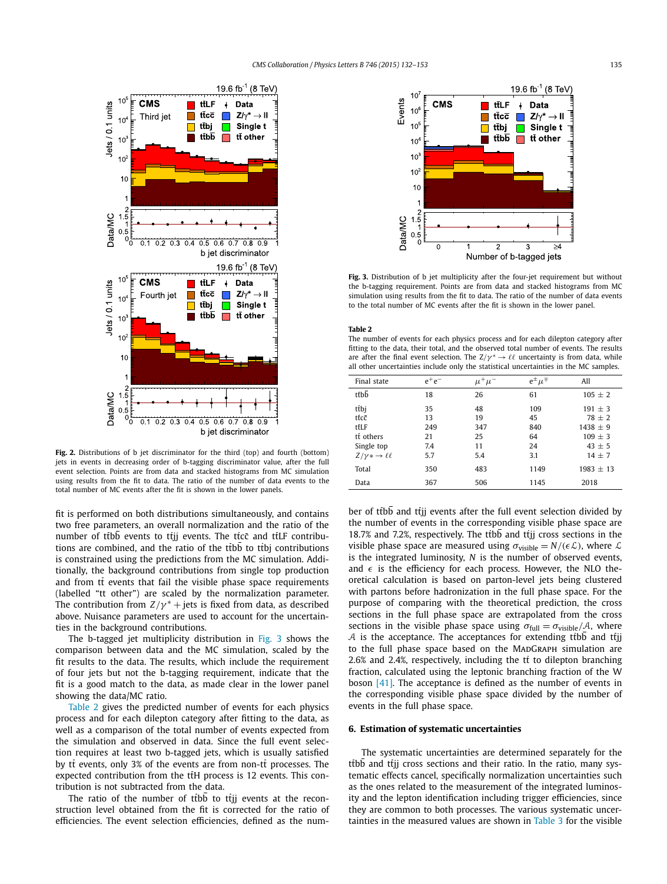Fig. 2. Distributions of b jet discriminator for the third (top) and fourth (bottom) jets in events in decreasing order of b-tagging discriminator value, after the full event selection. Points are from data and stacked histograms from MC simulation using results from the fit to data. The ratio of the number of data events to the total number of MC events after the fit is shown in the lower panels.

fit is performed on both distributions simultaneously, and contains two free parameters, an overall normalization and the ratio of the number of $t\bar{t}b\bar{b}$ events to $t\bar{t}jj$ events. The $t\bar{t}c\bar{c}$ and $t\bar{t}$LF contributions are combined, and the ratio of the $t\bar{t}b\bar{b}$ to $t\bar{t}bj$ contributions is constrained using the predictions from the MC simulation. Additionally, the background contributions from single top production and from $t\bar{t}$ events that fail the visible phase space requirements (labelled "tt other") are scaled by the normalization parameter. The contribution from $Z/\gamma^* +$ jets is fixed from data, as described above. Nuisance parameters are used to account for the uncertainties in the background contributions.

The b-tagged jet multiplicity distribution in Fig. 3 shows the comparison between data and the MC simulation, scaled by the fit results to the data. The results, which include the requirement of four jets but not the b-tagging requirement, indicate that the fit is a good match to the data, as made clear in the lower panel showing the data/MC ratio.

Table 2 gives the predicted number of events for each physics process and for each dilepton category after fitting to the data, as well as a comparison of the total number of events expected from the simulation and observed in data. Since the full event selection requires at least two b-tagged jets, which is usually satisfied by $t\bar{t}$ events, only 3% of the events are from non-$t\bar{t}$ processes. The expected contribution from the $t\bar{t}$H process is 12 events. This contribution is not subtracted from the data.

The ratio of the number of $t\bar{t}b\bar{b}$ to $t\bar{t}jj$ events at the reconstruction level obtained from the fit is corrected for the ratio of efficiencies. The event selection efficiencies, defined as the number of $t\bar{t}b\bar{b}$ and $t\bar{t}jj$ events after the full event selection divided by the number of events in the corresponding visible phase space are 18.7% and 7.2%, respectively. The $t\bar{t}b\bar{b}$ and $t\bar{t}jj$ cross sections in the visible phase space are measured using $\sigma_{\text{visible}} = N/(\epsilon\mathcal{L})$, where $\mathcal{L}$ is the integrated luminosity, $N$ is the number of observed events, and $\epsilon$ is the efficiency for each process. However, the NLO theoretical calculation is based on parton-level jets being clustered with partons before hadronization in the full phase space. For the purpose of comparing with the theoretical prediction, the cross sections in the full phase space are extrapolated from the cross sections in the visible phase space using $\sigma_{\text{full}} = \sigma_{\text{visible}}/\mathcal{A}$, where $\mathcal{A}$ is the acceptance. The acceptances for extending $t\bar{t}b\bar{b}$ and $t\bar{t}jj$ to the full phase space based on the MadGraph simulation are 2.6% and 2.4%, respectively, including the $t\bar{t}$ to dilepton branching fraction, calculated using the leptonic branching fraction of the W boson [41]. The acceptance is defined as the number of events in the corresponding visible phase space divided by the number of events in the full phase space.

Fig. 3. Distribution of b jet multiplicity after the four-jet requirement but without the b-tagging requirement. Points are from data and stacked histograms from MC simulation using results from the fit to data. The ratio of the number of data events to the total number of MC events after the fit is shown in the lower panel.

**Table 2**
The number of events for each physics process and for each dilepton category after fitting to the data, their total, and the observed total number of events. The results are after the final event selection. The $Z/\gamma^* \to \ell\ell$ uncertainty is from data, while all other uncertainties include only the statistical uncertainties in the MC samples.

| Final state | $e^+e^-$ | $\mu^+\mu^-$ | $e^\pm\mu^\mp$ | All |
|---|---|---|---|---|
| $t\bar{t}b\bar{b}$ | 18 | 26 | 61 | 105 ± 2 |
| $t\bar{t}bj$ | 35 | 48 | 109 | 191 ± 3 |
| $t\bar{t}c\bar{c}$ | 13 | 19 | 45 | 78 ± 2 |
| $t\bar{t}$LF | 249 | 347 | 840 | 1438 ± 9 |
| $t\bar{t}$ others | 21 | 25 | 64 | 109 ± 3 |
| Single top | 7.4 | 11 | 24 | 43 ± 5 |
| $Z/\gamma* \to \ell\ell$ | 5.7 | 5.4 | 3.1 | 14 ± 7 |
| Total | 350 | 483 | 1149 | 1983 ± 13 |
| Data | 367 | 506 | 1145 | 2018 |

## 6. Estimation of systematic uncertainties

The systematic uncertainties are determined separately for the $t\bar{t}b\bar{b}$ and $t\bar{t}jj$ cross sections and their ratio. In the ratio, many systematic effects cancel, specifically normalization uncertainties such as the ones related to the measurement of the integrated luminosity and the lepton identification including trigger efficiencies, since they are common to both processes. The various systematic uncertainties in the measured values are shown in Table 3 for the visible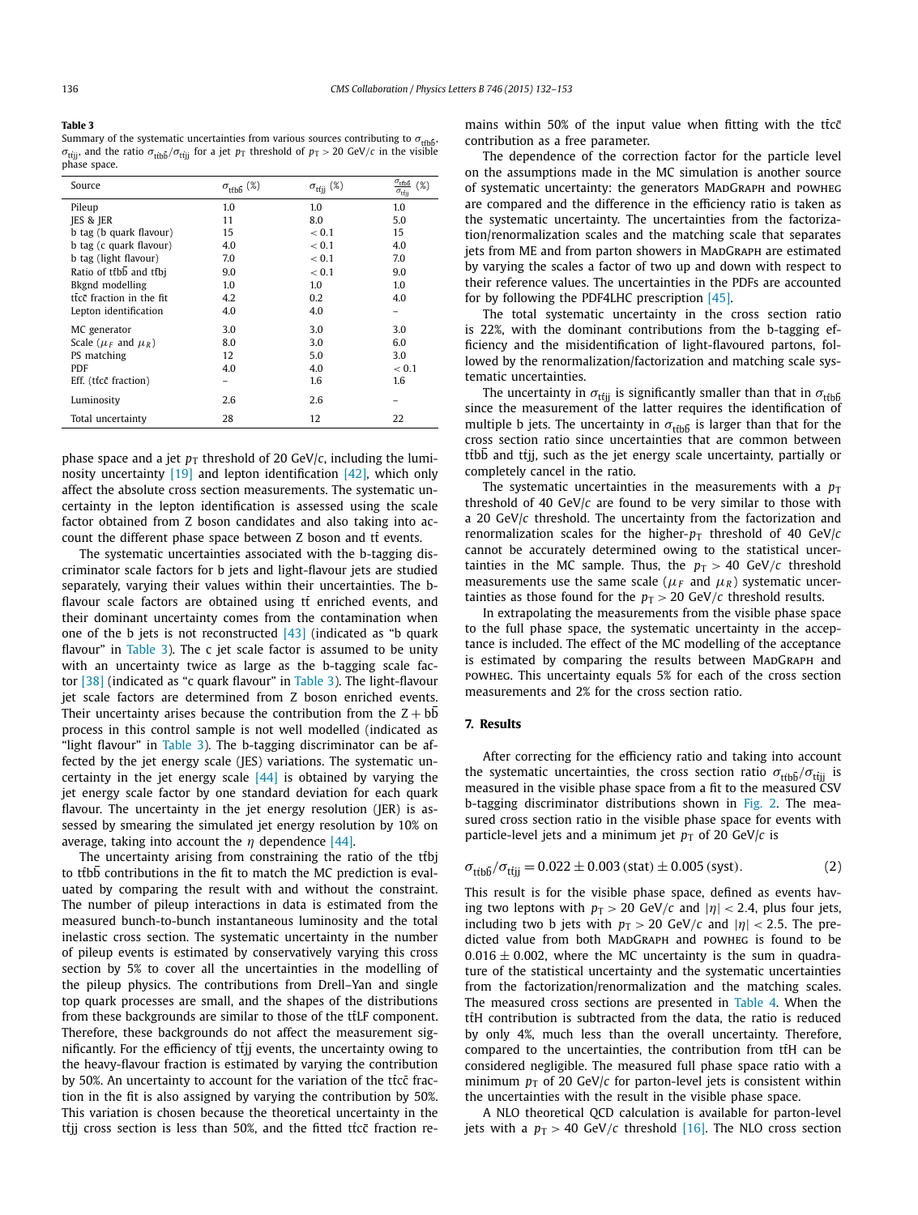**Table 3**
Summary of the systematic uncertainties from various sources contributing to $\sigma_{t\bar{t}b\bar{b}}$, $\sigma_{t\bar{t}jj}$, and the ratio $\sigma_{t\bar{t}b\bar{b}}/\sigma_{t\bar{t}jj}$ for a jet $p_T$ threshold of $p_T > 20$ GeV/$c$ in the visible phase space.

| Source | $\sigma_{t\bar{t}b\bar{b}}$ (%) | $\sigma_{t\bar{t}jj}$ (%) | $\frac{\sigma_{t\bar{t}b\bar{b}}}{\sigma_{t\bar{t}jj}}$ (%) |
|---|---|---|---|
| Pileup | 1.0 | 1.0 | 1.0 |
| JES & JER | 11 | 8.0 | 5.0 |
| b tag (b quark flavour) | 15 | < 0.1 | 15 |
| b tag (c quark flavour) | 4.0 | < 0.1 | 4.0 |
| b tag (light flavour) | 7.0 | < 0.1 | 7.0 |
| Ratio of $t\bar{t}b\bar{b}$ and $t\bar{t}bj$ | 9.0 | < 0.1 | 9.0 |
| Bkgnd modelling | 1.0 | 1.0 | 1.0 |
| $t\bar{t}c\bar{c}$ fraction in the fit | 4.2 | 0.2 | 4.0 |
| Lepton identification | 4.0 | 4.0 | – |
| MC generator | 3.0 | 3.0 | 3.0 |
| Scale ($\mu_F$ and $\mu_R$) | 8.0 | 3.0 | 6.0 |
| PS matching | 12 | 5.0 | 3.0 |
| PDF | 4.0 | 4.0 | < 0.1 |
| Eff. ($t\bar{t}c\bar{c}$ fraction) | – | 1.6 | 1.6 |
| Luminosity | 2.6 | 2.6 | – |
| Total uncertainty | 28 | 12 | 22 |

phase space and a jet $p_T$ threshold of 20 GeV/$c$, including the luminosity uncertainty [19] and lepton identification [42], which only affect the absolute cross section measurements. The systematic uncertainty in the lepton identification is assessed using the scale factor obtained from Z boson candidates and also taking into account the different phase space between Z boson and $t\bar{t}$ events.

The systematic uncertainties associated with the b-tagging discriminator scale factors for b jets and light-flavour jets are studied separately, varying their values within their uncertainties. The b-flavour scale factors are obtained using $t\bar{t}$ enriched events, and their dominant uncertainty comes from the contamination when one of the b jets is not reconstructed [43] (indicated as "b quark flavour" in Table 3). The c jet scale factor is assumed to be unity with an uncertainty twice as large as the b-tagging scale factor [38] (indicated as "c quark flavour" in Table 3). The light-flavour jet scale factors are determined from Z boson enriched events. Their uncertainty arises because the contribution from the Z + $b\bar{b}$ process in this control sample is not well modelled (indicated as "light flavour" in Table 3). The b-tagging discriminator can be affected by the jet energy scale (JES) variations. The systematic uncertainty in the jet energy scale [44] is obtained by varying the jet energy scale factor by one standard deviation for each quark flavour. The uncertainty in the jet energy resolution (JER) is assessed by smearing the simulated jet energy resolution by 10% on average, taking into account the $\eta$ dependence [44].

The uncertainty arising from constraining the ratio of the $t\bar{t}bj$ to $t\bar{t}b\bar{b}$ contributions in the fit to match the MC prediction is evaluated by comparing the result with and without the constraint. The number of pileup interactions in data is estimated from the measured bunch-to-bunch instantaneous luminosity and the total inelastic cross section. The systematic uncertainty in the number of pileup events is estimated by conservatively varying this cross section by 5% to cover all the uncertainties in the modelling of the pileup physics. The contributions from Drell–Yan and single top quark processes are small, and the shapes of the distributions from these backgrounds are similar to those of the $t\bar{t}$LF component. Therefore, these backgrounds do not affect the measurement significantly. For the efficiency of $t\bar{t}jj$ events, the uncertainty owing to the heavy-flavour fraction is estimated by varying the contribution by 50%. An uncertainty to account for the variation of the $t\bar{t}c\bar{c}$ fraction in the fit is also assigned by varying the contribution by 50%. This variation is chosen because the theoretical uncertainty in the $t\bar{t}jj$ cross section is less than 50%, and the fitted $t\bar{t}c\bar{c}$ fraction remains within 50% of the input value when fitting with the $t\bar{t}c\bar{c}$ contribution as a free parameter.

The dependence of the correction factor for the particle level on the assumptions made in the MC simulation is another source of systematic uncertainty: the generators MadGraph and powheg are compared and the difference in the efficiency ratio is taken as the systematic uncertainty. The uncertainties from the factorization/renormalization scales and the matching scale that separates jets from ME and from parton showers in MadGraph are estimated by varying the scales a factor of two up and down with respect to their reference values. The uncertainties in the PDFs are accounted for by following the PDF4LHC prescription [45].

The total systematic uncertainty in the cross section ratio is 22%, with the dominant contributions from the b-tagging efficiency and the misidentification of light-flavoured partons, followed by the renormalization/factorization and matching scale systematic uncertainties.

The uncertainty in $\sigma_{t\bar{t}jj}$ is significantly smaller than that in $\sigma_{t\bar{t}b\bar{b}}$ since the measurement of the latter requires the identification of multiple b jets. The uncertainty in $\sigma_{t\bar{t}b\bar{b}}$ is larger than that for the cross section ratio since uncertainties that are common between $t\bar{t}b\bar{b}$ and $t\bar{t}jj$, such as the jet energy scale uncertainty, partially or completely cancel in the ratio.

The systematic uncertainties in the measurements with a $p_T$ threshold of 40 GeV/$c$ are found to be very similar to those with a 20 GeV/$c$ threshold. The uncertainty from the factorization and renormalization scales for the higher-$p_T$ threshold of 40 GeV/$c$ cannot be accurately determined owing to the statistical uncertainties in the MC sample. Thus, the $p_T > 40$ GeV/$c$ threshold measurements use the same scale ($\mu_F$ and $\mu_R$) systematic uncertainties as those found for the $p_T > 20$ GeV/$c$ threshold results.

In extrapolating the measurements from the visible phase space to the full phase space, the systematic uncertainty in the acceptance is included. The effect of the MC modelling of the acceptance is estimated by comparing the results between MadGraph and powheg. This uncertainty equals 5% for each of the cross section measurements and 2% for the cross section ratio.

## 7. Results

After correcting for the efficiency ratio and taking into account the systematic uncertainties, the cross section ratio $\sigma_{t\bar{t}b\bar{b}}/\sigma_{t\bar{t}jj}$ is measured in the visible phase space from a fit to the measured CSV b-tagging discriminator distributions shown in Fig. 2. The measured cross section ratio in the visible phase space for events with particle-level jets and a minimum jet $p_T$ of 20 GeV/$c$ is

$$\sigma_{t\bar{t}b\bar{b}}/\sigma_{t\bar{t}jj} = 0.022 \pm 0.003\,(\text{stat}) \pm 0.005\,(\text{syst}). \tag{2}$$

This result is for the visible phase space, defined as events having two leptons with $p_T > 20$ GeV/$c$ and $|\eta| < 2.4$, plus four jets, including two b jets with $p_T > 20$ GeV/$c$ and $|\eta| < 2.5$. The predicted value from both MadGraph and powheg is found to be $0.016 \pm 0.002$, where the MC uncertainty is the sum in quadrature of the statistical uncertainty and the systematic uncertainties from the factorization/renormalization and the matching scales. The measured cross sections are presented in Table 4. When the $t\bar{t}H$ contribution is subtracted from the data, the ratio is reduced by only 4%, much less than the overall uncertainty. Therefore, compared to the uncertainties, the contribution from $t\bar{t}H$ can be considered negligible. The measured full phase space ratio with a minimum $p_T$ of 20 GeV/$c$ for parton-level jets is consistent within the uncertainties with the result in the visible phase space.

A NLO theoretical QCD calculation is available for parton-level jets with a $p_T > 40$ GeV/$c$ threshold [16]. The NLO cross section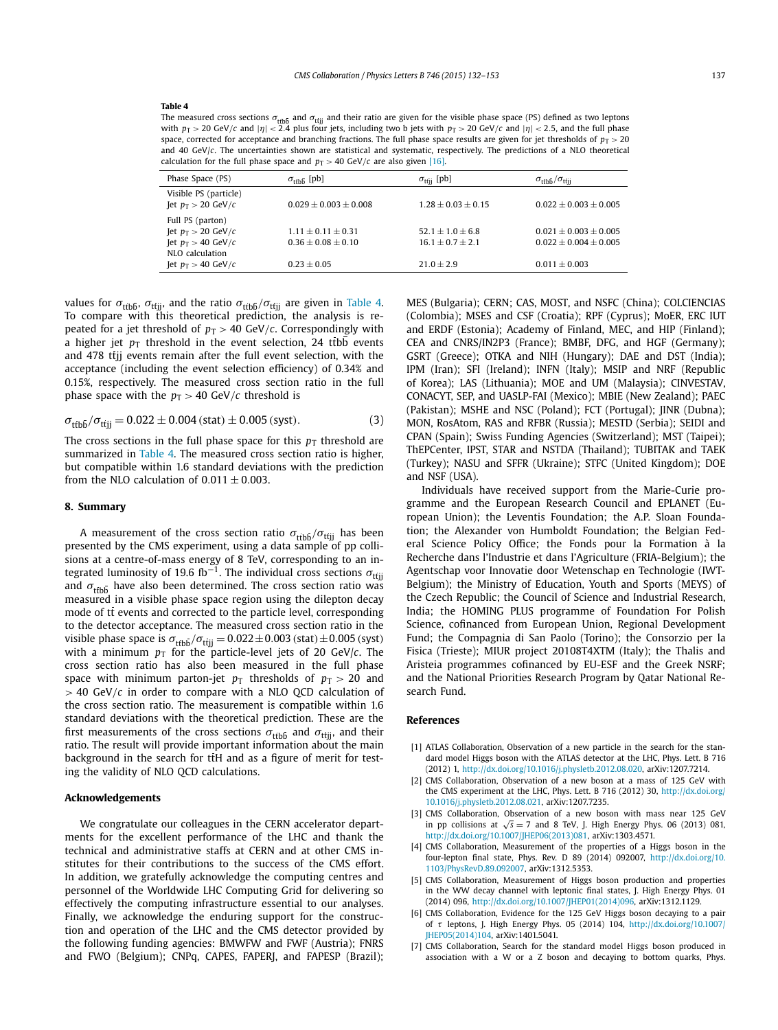**Table 4**

The measured cross sections $\sigma_{t\bar{t}b\bar{b}}$ and $\sigma_{t\bar{t}jj}$ and their ratio are given for the visible phase space (PS) defined as two leptons with $p_T > 20$ GeV/$c$ and $|\eta| < 2.4$ plus four jets, including two b jets with $p_T > 20$ GeV/$c$ and $|\eta| < 2.5$, and the full phase space, corrected for acceptance and branching fractions. The full phase space results are given for jet thresholds of $p_T > 20$ and 40 GeV/$c$. The uncertainties shown are statistical and systematic, respectively. The predictions of a NLO theoretical calculation for the full phase space and $p_T > 40$ GeV/$c$ are also given [16].

| Phase Space (PS) | $\sigma_{t\bar{t}b\bar{b}}$ [pb] | $\sigma_{t\bar{t}jj}$ [pb] | $\sigma_{t\bar{t}b\bar{b}}/\sigma_{t\bar{t}jj}$ |
|---|---|---|---|
| Visible PS (particle) | | | |
| Jet $p_T > 20$ GeV/$c$ | $0.029 \pm 0.003 \pm 0.008$ | $1.28 \pm 0.03 \pm 0.15$ | $0.022 \pm 0.003 \pm 0.005$ |
| Full PS (parton) | | | |
| Jet $p_T > 20$ GeV/$c$ | $1.11 \pm 0.11 \pm 0.31$ | $52.1 \pm 1.0 \pm 6.8$ | $0.021 \pm 0.003 \pm 0.005$ |
| Jet $p_T > 40$ GeV/$c$ | $0.36 \pm 0.08 \pm 0.10$ | $16.1 \pm 0.7 \pm 2.1$ | $0.022 \pm 0.004 \pm 0.005$ |
| NLO calculation | | | |
| Jet $p_T > 40$ GeV/$c$ | $0.23 \pm 0.05$ | $21.0 \pm 2.9$ | $0.011 \pm 0.003$ |

values for $\sigma_{t\bar{t}b\bar{b}}$, $\sigma_{t\bar{t}jj}$, and the ratio $\sigma_{t\bar{t}b\bar{b}}/\sigma_{t\bar{t}jj}$ are given in Table 4. To compare with this theoretical prediction, the analysis is repeated for a jet threshold of $p_T > 40$ GeV/$c$. Correspondingly with a higher jet $p_T$ threshold in the event selection, 24 $t\bar{t}b\bar{b}$ events and 478 $t\bar{t}jj$ events remain after the full event selection, with the acceptance (including the event selection efficiency) of 0.34% and 0.15%, respectively. The measured cross section ratio in the full phase space with the $p_T > 40$ GeV/$c$ threshold is

$$\sigma_{t\bar{t}b\bar{b}}/\sigma_{t\bar{t}jj} = 0.022 \pm 0.004\,(\text{stat}) \pm 0.005\,(\text{syst}). \tag{3}$$

The cross sections in the full phase space for this $p_T$ threshold are summarized in Table 4. The measured cross section ratio is higher, but compatible within 1.6 standard deviations with the prediction from the NLO calculation of $0.011 \pm 0.003$.

## 8. Summary

A measurement of the cross section ratio $\sigma_{t\bar{t}b\bar{b}}/\sigma_{t\bar{t}jj}$ has been presented by the CMS experiment, using a data sample of pp collisions at a centre-of-mass energy of 8 TeV, corresponding to an integrated luminosity of 19.6 fb$^{-1}$. The individual cross sections $\sigma_{t\bar{t}jj}$ and $\sigma_{t\bar{t}b\bar{b}}$ have also been determined. The cross section ratio was measured in a visible phase space region using the dilepton decay mode of $t\bar{t}$ events and corrected to the particle level, corresponding to the detector acceptance. The measured cross section ratio in the visible phase space is $\sigma_{t\bar{t}b\bar{b}}/\sigma_{t\bar{t}jj} = 0.022 \pm 0.003\,(\text{stat}) \pm 0.005\,(\text{syst})$ with a minimum $p_T$ for the particle-level jets of 20 GeV/$c$. The cross section ratio has also been measured in the full phase space with minimum parton-jet $p_T$ thresholds of $p_T > 20$ and $> 40$ GeV/$c$ in order to compare with a NLO QCD calculation of the cross section ratio. The measurement is compatible within 1.6 standard deviations with the theoretical prediction. These are the first measurements of the cross sections $\sigma_{t\bar{t}b\bar{b}}$ and $\sigma_{t\bar{t}jj}$, and their ratio. The result will provide important information about the main background in the search for $t\bar{t}H$ and as a figure of merit for testing the validity of NLO QCD calculations.

## Acknowledgements

We congratulate our colleagues in the CERN accelerator departments for the excellent performance of the LHC and thank the technical and administrative staffs at CERN and at other CMS institutes for their contributions to the success of the CMS effort. In addition, we gratefully acknowledge the computing centres and personnel of the Worldwide LHC Computing Grid for delivering so effectively the computing infrastructure essential to our analyses. Finally, we acknowledge the enduring support for the construction and operation of the LHC and the CMS detector provided by the following funding agencies: BMWFW and FWF (Austria); FNRS and FWO (Belgium); CNPq, CAPES, FAPERJ, and FAPESP (Brazil); MES (Bulgaria); CERN; CAS, MOST, and NSFC (China); COLCIENCIAS (Colombia); MSES and CSF (Croatia); RPF (Cyprus); MoER, ERC IUT and ERDF (Estonia); Academy of Finland, MEC, and HIP (Finland); CEA and CNRS/IN2P3 (France); BMBF, DFG, and HGF (Germany); GSRT (Greece); OTKA and NIH (Hungary); DAE and DST (India); IPM (Iran); SFI (Ireland); INFN (Italy); MSIP and NRF (Republic of Korea); LAS (Lithuania); MOE and UM (Malaysia); CINVESTAV, CONACYT, SEP, and UASLP-FAI (Mexico); MBIE (New Zealand); PAEC (Pakistan); MSHE and NSC (Poland); FCT (Portugal); JINR (Dubna); MON, RosAtom, RAS and RFBR (Russia); MESTD (Serbia); SEIDI and CPAN (Spain); Swiss Funding Agencies (Switzerland); MST (Taipei); ThEPCenter, IPST, STAR and NSTDA (Thailand); TUBITAK and TAEK (Turkey); NASU and SFFR (Ukraine); STFC (United Kingdom); DOE and NSF (USA).

Individuals have received support from the Marie-Curie programme and the European Research Council and EPLANET (European Union); the Leventis Foundation; the A.P. Sloan Foundation; the Alexander von Humboldt Foundation; the Belgian Federal Science Policy Office; the Fonds pour la Formation à la Recherche dans l'Industrie et dans l'Agriculture (FRIA-Belgium); the Agentschap voor Innovatie door Wetenschap en Technologie (IWT-Belgium); the Ministry of Education, Youth and Sports (MEYS) of the Czech Republic; the Council of Science and Industrial Research, India; the HOMING PLUS programme of Foundation For Polish Science, cofinanced from European Union, Regional Development Fund; the Compagnia di San Paolo (Torino); the Consorzio per la Fisica (Trieste); MIUR project 20108T4XTM (Italy); the Thalis and Aristeia programmes cofinanced by EU-ESF and the Greek NSRF; and the National Priorities Research Program by Qatar National Research Fund.

## References

[1] ATLAS Collaboration, Observation of a new particle in the search for the standard model Higgs boson with the ATLAS detector at the LHC, Phys. Lett. B 716 (2012) 1, http://dx.doi.org/10.1016/j.physletb.2012.08.020, arXiv:1207.7214.

[2] CMS Collaboration, Observation of a new boson at a mass of 125 GeV with the CMS experiment at the LHC, Phys. Lett. B 716 (2012) 30, http://dx.doi.org/10.1016/j.physletb.2012.08.021, arXiv:1207.7235.

[3] CMS Collaboration, Observation of a new boson with mass near 125 GeV in pp collisions at $\sqrt{s} = 7$ and 8 TeV, J. High Energy Phys. 06 (2013) 081, http://dx.doi.org/10.1007/JHEP06(2013)081, arXiv:1303.4571.

[4] CMS Collaboration, Measurement of the properties of a Higgs boson in the four-lepton final state, Phys. Rev. D 89 (2014) 092007, http://dx.doi.org/10.1103/PhysRevD.89.092007, arXiv:1312.5353.

[5] CMS Collaboration, Measurement of Higgs boson production and properties in the WW decay channel with leptonic final states, J. High Energy Phys. 01 (2014) 096, http://dx.doi.org/10.1007/JHEP01(2014)096, arXiv:1312.1129.

[6] CMS Collaboration, Evidence for the 125 GeV Higgs boson decaying to a pair of $\tau$ leptons, J. High Energy Phys. 05 (2014) 104, http://dx.doi.org/10.1007/JHEP05(2014)104, arXiv:1401.5041.

[7] CMS Collaboration, Search for the standard model Higgs boson produced in association with a W or a Z boson and decaying to bottom quarks, Phys.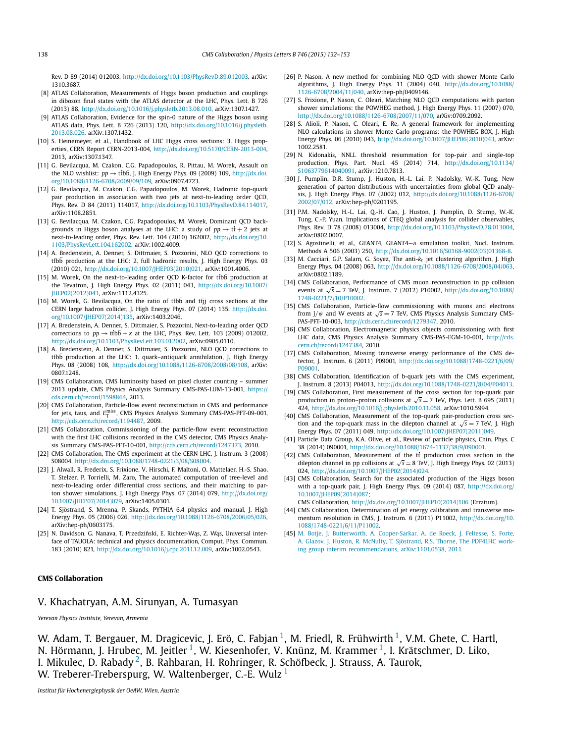Rev. D 89 (2014) 012003, http://dx.doi.org/10.1103/PhysRevD.89.012003, arXiv:1310.3687.

[8] ATLAS Collaboration, Measurements of Higgs boson production and couplings in diboson final states with the ATLAS detector at the LHC, Phys. Lett. B 726 (2013) 88, http://dx.doi.org/10.1016/j.physletb.2013.08.010, arXiv:1307.1427.

[9] ATLAS Collaboration, Evidence for the spin-0 nature of the Higgs boson using ATLAS data, Phys. Lett. B 726 (2013) 120, http://dx.doi.org/10.1016/j.physletb.2013.08.026, arXiv:1307.1432.

[10] S. Heinemeyer, et al., Handbook of LHC Higgs cross sections: 3. Higgs properties, CERN Report CERN-2013-004, http://dx.doi.org/10.5170/CERN-2013-004, 2013, arXiv:1307.1347.

[11] G. Bevilacqua, M. Czakon, C.G. Papadopoulos, R. Pittau, M. Worek, Assault on the NLO wishlist: $pp \to t\bar{t}b\bar{b}$, J. High Energy Phys. 09 (2009) 109, http://dx.doi.org/10.1088/1126-6708/2009/09/109, arXiv:0907.4723.

[12] G. Bevilacqua, M. Czakon, C.G. Papadopoulos, M. Worek, Hadronic top-quark pair production in association with two jets at next-to-leading order QCD, Phys. Rev. D 84 (2011) 114017, http://dx.doi.org/10.1103/PhysRevD.84.114017, arXiv:1108.2851.

[13] G. Bevilacqua, M. Czakon, C.G. Papadopoulos, M. Worek, Dominant QCD backgrounds in Higgs boson analyses at the LHC: a study of $pp \to t\bar{t} + 2$ jets at next-to-leading order, Phys. Rev. Lett. 104 (2010) 162002, http://dx.doi.org/10.1103/PhysRevLett.104.162002, arXiv:1002.4009.

[14] A. Bredenstein, A. Denner, S. Dittmaier, S. Pozzorini, NLO QCD corrections to $t\bar{t}b\bar{b}$ production at the LHC: 2. full hadronic results, J. High Energy Phys. 03 (2010) 021, http://dx.doi.org/10.1007/JHEP03(2010)021, arXiv:1001.4006.

[15] M. Worek, On the next-to-leading order QCD K-factor for $t\bar{t}b\bar{b}$ production at the Tevatron, J. High Energy Phys. 02 (2011) 043, http://dx.doi.org/10.1007/JHEP02(2012)043, arXiv:1112.4325.

[16] M. Worek, G. Bevilacqua, On the ratio of $t\bar{t}b\bar{b}$ and $t\bar{t}jj$ cross sections at the CERN large hadron collider, J. High Energy Phys. 07 (2014) 135, http://dx.doi.org/10.1007/JHEP07(2014)135, arXiv:1403.2046.

[17] A. Bredenstein, A. Denner, S. Dittmaier, S. Pozzorini, Next-to-leading order QCD corrections to $pp \to t\bar{t}b\bar{b} + x$ at the LHC, Phys. Rev. Lett. 103 (2009) 012002, http://dx.doi.org/10.1103/PhysRevLett.103.012002, arXiv:0905.0110.

[18] A. Bredenstein, A. Denner, S. Dittmaier, S. Pozzorini, NLO QCD corrections to $t\bar{t}b\bar{b}$ production at the LHC: 1. quark–antiquark annihilation, J. High Energy Phys. 08 (2008) 108, http://dx.doi.org/10.1088/1126-6708/2008/08/108, arXiv:0807.1248.

[19] CMS Collaboration, CMS luminosity based on pixel cluster counting – summer 2013 update, CMS Physics Analysis Summary CMS-PAS-LUM-13-001, https://cds.cern.ch/record/1598864, 2013.

[20] CMS Collaboration, Particle-flow event reconstruction in CMS and performance for jets, taus, and $E_T^{miss}$, CMS Physics Analysis Summary CMS-PAS-PFT-09-001, http://cds.cern.ch/record/1194487, 2009.

[21] CMS Collaboration, Commissioning of the particle-flow event reconstruction with the first LHC collisions recorded in the CMS detector, CMS Physics Analysis Summary CMS-PAS-PFT-10-001, http://cds.cern.ch/record/1247373, 2010.

[22] CMS Collaboration, The CMS experiment at the CERN LHC, J. Instrum. 3 (2008) S08004, http://dx.doi.org/10.1088/1748-0221/3/08/S08004.

[23] J. Alwall, R. Frederix, S. Frixione, V. Hirschi, F. Maltoni, O. Mattelaer, H.-S. Shao, T. Stelzer, P. Torrielli, M. Zaro, The automated computation of tree-level and next-to-leading order differential cross sections, and their matching to parton shower simulations, J. High Energy Phys. 07 (2014) 079, http://dx.doi.org/10.1007/JHEP07(2014)079, arXiv:1405.0301.

[24] T. Sjöstrand, S. Mrenna, P. Skands, PYTHIA 6.4 physics and manual, J. High Energy Phys. 05 (2006) 026, http://dx.doi.org/10.1088/1126-6708/2006/05/026, arXiv:hep-ph/0603175.

[25] N. Davidson, G. Nanava, T. Przedziński, E. Richter-Wąs, Z. Wąs, Universal interface of TAUOLA: technical and physics documentation, Comput. Phys. Commun. 183 (2010) 821, http://dx.doi.org/10.1016/j.cpc.2011.12.009, arXiv:1002.0543.

[26] P. Nason, A new method for combining NLO QCD with shower Monte Carlo algorithms, J. High Energy Phys. 11 (2004) 040, http://dx.doi.org/10.1088/1126-6708/2004/11/040, arXiv:hep-ph/0409146.

[27] S. Frixione, P. Nason, C. Oleari, Matching NLO QCD computations with parton shower simulations: the POWHEG method, J. High Energy Phys. 11 (2007) 070, http://dx.doi.org/10.1088/1126-6708/2007/11/070, arXiv:0709.2092.

[28] S. Alioli, P. Nason, C. Oleari, E. Re, A general framework for implementing NLO calculations in shower Monte Carlo programs: the POWHEG BOX, J. High Energy Phys. 06 (2010) 043, http://dx.doi.org/10.1007/JHEP06(2010)043, arXiv:1002.2581.

[29] N. Kidonakis, NNLL threshold resummation for top-pair and single-top production, Phys. Part. Nucl. 45 (2014) 714, http://dx.doi.org/10.1134/S1063779614040091, arXiv:1210.7813.

[30] J. Pumplin, D.R. Stump, J. Huston, H.-L. Lai, P. Nadolsky, W.-K. Tung, New generation of parton distributions with uncertainties from global QCD analysis, J. High Energy Phys. 07 (2002) 012, http://dx.doi.org/10.1088/1126-6708/2002/07/012, arXiv:hep-ph/0201195.

[31] P.M. Nadolsky, H.-L. Lai, Q.-H. Cao, J. Huston, J. Pumplin, D. Stump, W.-K. Tung, C.-P. Yuan, Implications of CTEQ global analysis for collider observables, Phys. Rev. D 78 (2008) 013004, http://dx.doi.org/10.1103/PhysRevD.78.013004, arXiv:0802.0007.

[32] S. Agostinelli, et al., GEANT4, GEANT4—a simulation toolkit, Nucl. Instrum. Methods A 506 (2003) 250, http://dx.doi.org/10.1016/S0168-9002(03)01368-8.

[33] M. Cacciari, G.P. Salam, G. Soyez, The anti-$k_t$ jet clustering algorithm, J. High Energy Phys. 04 (2008) 063, http://dx.doi.org/10.1088/1126-6708/2008/04/063, arXiv:0802.1189.

[34] CMS Collaboration, Performance of CMS muon reconstruction in pp collision events at $\sqrt{s} = 7$ TeV, J. Instrum. 7 (2012) P10002, http://dx.doi.org/10.1088/1748-0221/7/10/P10002.

[35] CMS Collaboration, Particle-flow commissioning with muons and electrons from J/$\psi$ and W events at $\sqrt{s} = 7$ TeV, CMS Physics Analysis Summary CMS-PAS-PFT-10-003, http://cds.cern.ch/record/1279347, 2010.

[36] CMS Collaboration, Electromagnetic physics objects commissioning with first LHC data, CMS Physics Analysis Summary CMS-PAS-EGM-10-001, http://cds.cern.ch/record/1247384, 2010.

[37] CMS Collaboration, Missing transverse energy performance of the CMS detector, J. Instrum. 6 (2011) P09001, http://dx.doi.org/10.1088/1748-0221/6/09/P09001.

[38] CMS Collaboration, Identification of b-quark jets with the CMS experiment, J. Instrum. 8 (2013) P04013, http://dx.doi.org/10.1088/1748-0221/8/04/P04013.

[39] CMS Collaboration, First measurement of the cross section for top-quark pair production in proton–proton collisions at $\sqrt{s} = 7$ TeV, Phys. Lett. B 695 (2011) 424, http://dx.doi.org/10.1016/j.physletb.2010.11.058, arXiv:1010.5994.

[40] CMS Collaboration, Measurement of the top-quark pair-production cross section and the top-quark mass in the dilepton channel at $\sqrt{s} = 7$ TeV, J. High Energy Phys. 07 (2011) 049, http://dx.doi.org/10.1007/JHEP07(2011)049.

[41] Particle Data Group, K.A. Olive, et al., Review of particle physics, Chin. Phys. C 38 (2014) 090001, http://dx.doi.org/10.1088/1674-1137/38/9/090001.

[42] CMS Collaboration, Measurement of the $t\bar{t}$ production cross section in the dilepton channel in pp collisions at $\sqrt{s} = 8$ TeV, J. High Energy Phys. 02 (2013) 024, http://dx.doi.org/10.1007/JHEP02(2014)024.

[43] CMS Collaboration, Search for the associated production of the Higgs boson with a top-quark pair, J. High Energy Phys. 09 (2014) 087, http://dx.doi.org/10.1007/JHEP09(2014)087;
CMS Collaboration, http://dx.doi.org/10.1007/JHEP10(2014)106 (Erratum).

[44] CMS Collaboration, Determination of jet energy calibration and transverse momentum resolution in CMS, J. Instrum. 6 (2011) P11002, http://dx.doi.org/10.1088/1748-0221/6/11/P11002.

[45] M. Botje, J. Butterworth, A. Cooper-Sarkar, A. de Roeck, J. Feltesse, S. Forte, A. Glazov, J. Huston, R. McNulty, T. Sjöstrand, R.S. Thorne, The PDF4LHC working group interim recommendations, arXiv:1101.0538, 2011.

**CMS Collaboration**

V. Khachatryan, A.M. Sirunyan, A. Tumasyan

*Yerevan Physics Institute, Yerevan, Armenia*

W. Adam, T. Bergauer, M. Dragicevic, J. Erö, C. Fabjan [1], M. Friedl, R. Frühwirth [1], V.M. Ghete, C. Hartl, N. Hörmann, J. Hrubec, M. Jeitler [1], W. Kiesenhofer, V. Knünz, M. Krammer [1], I. Krätschmer, D. Liko, I. Mikulec, D. Rabady [2], B. Rahbaran, H. Rohringer, R. Schöfbeck, J. Strauss, A. Taurok, W. Treberer-Treberspurg, W. Waltenberger, C.-E. Wulz [1]

*Institut für Hochenergiephysik der OeAW, Wien, Austria*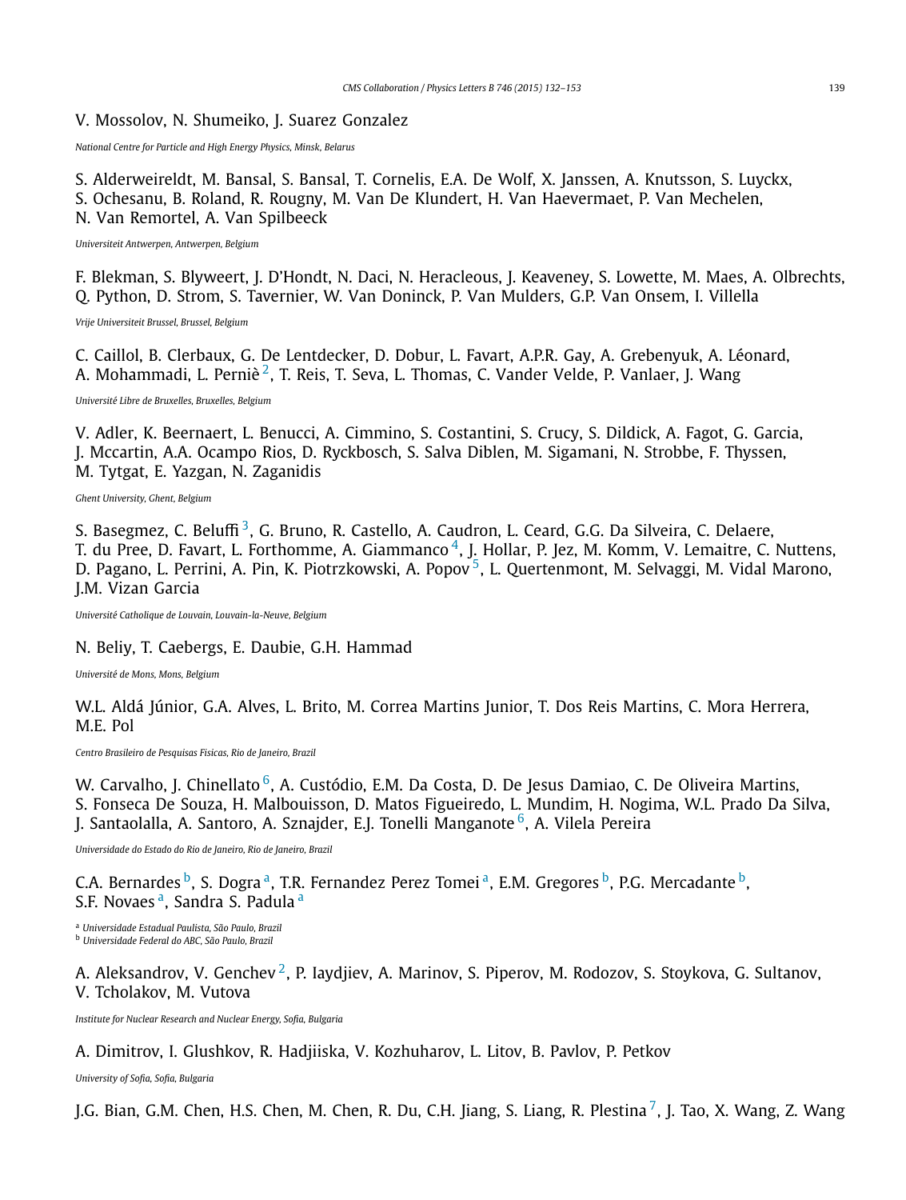V. Mossolov, N. Shumeiko, J. Suarez Gonzalez

*National Centre for Particle and High Energy Physics, Minsk, Belarus*

S. Alderweireldt, M. Bansal, S. Bansal, T. Cornelis, E.A. De Wolf, X. Janssen, A. Knutsson, S. Luyckx, S. Ochesanu, B. Roland, R. Rougny, M. Van De Klundert, H. Van Haevermaet, P. Van Mechelen, N. Van Remortel, A. Van Spilbeeck

*Universiteit Antwerpen, Antwerpen, Belgium*

F. Blekman, S. Blyweert, J. D'Hondt, N. Daci, N. Heracleous, J. Keaveney, S. Lowette, M. Maes, A. Olbrechts, Q. Python, D. Strom, S. Tavernier, W. Van Doninck, P. Van Mulders, G.P. Van Onsem, I. Villella

*Vrije Universiteit Brussel, Brussel, Belgium*

C. Caillol, B. Clerbaux, G. De Lentdecker, D. Dobur, L. Favart, A.P.R. Gay, A. Grebenyuk, A. Léonard, A. Mohammadi, L. Perniè [2], T. Reis, T. Seva, L. Thomas, C. Vander Velde, P. Vanlaer, J. Wang

*Université Libre de Bruxelles, Bruxelles, Belgium*

V. Adler, K. Beernaert, L. Benucci, A. Cimmino, S. Costantini, S. Crucy, S. Dildick, A. Fagot, G. Garcia, J. Mccartin, A.A. Ocampo Rios, D. Ryckbosch, S. Salva Diblen, M. Sigamani, N. Strobbe, F. Thyssen, M. Tytgat, E. Yazgan, N. Zaganidis

*Ghent University, Ghent, Belgium*

S. Basegmez, C. Beluffi [3], G. Bruno, R. Castello, A. Caudron, L. Ceard, G.G. Da Silveira, C. Delaere, T. du Pree, D. Favart, L. Forthomme, A. Giammanco [4], J. Hollar, P. Jez, M. Komm, V. Lemaitre, C. Nuttens, D. Pagano, L. Perrini, A. Pin, K. Piotrzkowski, A. Popov [5], L. Quertenmont, M. Selvaggi, M. Vidal Marono, J.M. Vizan Garcia

*Université Catholique de Louvain, Louvain-la-Neuve, Belgium*

N. Beliy, T. Caebergs, E. Daubie, G.H. Hammad

*Université de Mons, Mons, Belgium*

W.L. Aldá Júnior, G.A. Alves, L. Brito, M. Correa Martins Junior, T. Dos Reis Martins, C. Mora Herrera, M.E. Pol

*Centro Brasileiro de Pesquisas Fisicas, Rio de Janeiro, Brazil*

W. Carvalho, J. Chinellato [6], A. Custódio, E.M. Da Costa, D. De Jesus Damiao, C. De Oliveira Martins, S. Fonseca De Souza, H. Malbouisson, D. Matos Figueiredo, L. Mundim, H. Nogima, W.L. Prado Da Silva, J. Santaolalla, A. Santoro, A. Sznajder, E.J. Tonelli Manganote [6], A. Vilela Pereira

*Universidade do Estado do Rio de Janeiro, Rio de Janeiro, Brazil*

C.A. Bernardes [b], S. Dogra [a], T.R. Fernandez Perez Tomei [a], E.M. Gregores [b], P.G. Mercadante [b], S.F. Novaes [a], Sandra S. Padula [a]

[a] *Universidade Estadual Paulista, São Paulo, Brazil*
[b] *Universidade Federal do ABC, São Paulo, Brazil*

A. Aleksandrov, V. Genchev [2], P. Iaydjiev, A. Marinov, S. Piperov, M. Rodozov, S. Stoykova, G. Sultanov, V. Tcholakov, M. Vutova

*Institute for Nuclear Research and Nuclear Energy, Sofia, Bulgaria*

A. Dimitrov, I. Glushkov, R. Hadjiiska, V. Kozhuharov, L. Litov, B. Pavlov, P. Petkov

*University of Sofia, Sofia, Bulgaria*

J.G. Bian, G.M. Chen, H.S. Chen, M. Chen, R. Du, C.H. Jiang, S. Liang, R. Plestina [7], J. Tao, X. Wang, Z. Wang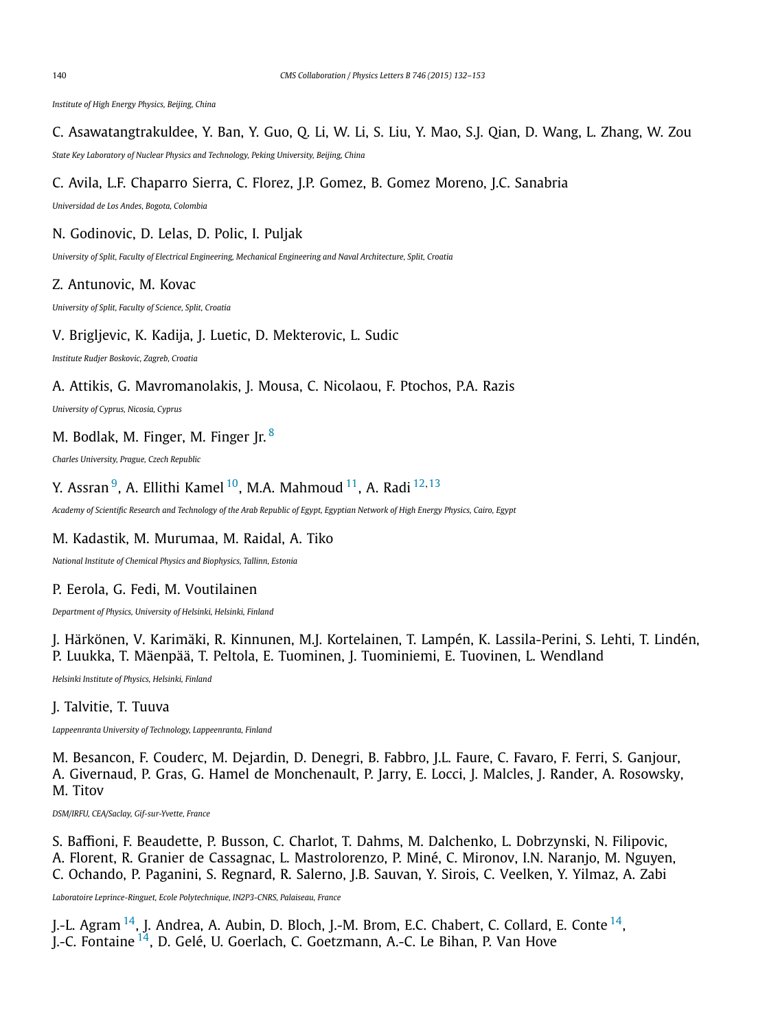*Institute of High Energy Physics, Beijing, China*

C. Asawatangtrakuldee, Y. Ban, Y. Guo, Q. Li, W. Li, S. Liu, Y. Mao, S.J. Qian, D. Wang, L. Zhang, W. Zou

*State Key Laboratory of Nuclear Physics and Technology, Peking University, Beijing, China*

C. Avila, L.F. Chaparro Sierra, C. Florez, J.P. Gomez, B. Gomez Moreno, J.C. Sanabria

*Universidad de Los Andes, Bogota, Colombia*

N. Godinovic, D. Lelas, D. Polic, I. Puljak

*University of Split, Faculty of Electrical Engineering, Mechanical Engineering and Naval Architecture, Split, Croatia*

Z. Antunovic, M. Kovac

*University of Split, Faculty of Science, Split, Croatia*

V. Brigljevic, K. Kadija, J. Luetic, D. Mekterovic, L. Sudic

*Institute Rudjer Boskovic, Zagreb, Croatia*

A. Attikis, G. Mavromanolakis, J. Mousa, C. Nicolaou, F. Ptochos, P.A. Razis

*University of Cyprus, Nicosia, Cyprus*

M. Bodlak, M. Finger, M. Finger Jr.[8]

*Charles University, Prague, Czech Republic*

Y. Assran[9], A. Ellithi Kamel[10], M.A. Mahmoud[11], A. Radi[12,13]

*Academy of Scientific Research and Technology of the Arab Republic of Egypt, Egyptian Network of High Energy Physics, Cairo, Egypt*

M. Kadastik, M. Murumaa, M. Raidal, A. Tiko

*National Institute of Chemical Physics and Biophysics, Tallinn, Estonia*

P. Eerola, G. Fedi, M. Voutilainen

*Department of Physics, University of Helsinki, Helsinki, Finland*

J. Härkönen, V. Karimäki, R. Kinnunen, M.J. Kortelainen, T. Lampén, K. Lassila-Perini, S. Lehti, T. Lindén, P. Luukka, T. Mäenpää, T. Peltola, E. Tuominen, J. Tuominiemi, E. Tuovinen, L. Wendland

*Helsinki Institute of Physics, Helsinki, Finland*

J. Talvitie, T. Tuuva

*Lappeenranta University of Technology, Lappeenranta, Finland*

M. Besancon, F. Couderc, M. Dejardin, D. Denegri, B. Fabbro, J.L. Faure, C. Favaro, F. Ferri, S. Ganjour, A. Givernaud, P. Gras, G. Hamel de Monchenault, P. Jarry, E. Locci, J. Malcles, J. Rander, A. Rosowsky, M. Titov

*DSM/IRFU, CEA/Saclay, Gif-sur-Yvette, France*

S. Baffioni, F. Beaudette, P. Busson, C. Charlot, T. Dahms, M. Dalchenko, L. Dobrzynski, N. Filipovic, A. Florent, R. Granier de Cassagnac, L. Mastrolorenzo, P. Miné, C. Mironov, I.N. Naranjo, M. Nguyen, C. Ochando, P. Paganini, S. Regnard, R. Salerno, J.B. Sauvan, Y. Sirois, C. Veelken, Y. Yilmaz, A. Zabi

*Laboratoire Leprince-Ringuet, Ecole Polytechnique, IN2P3-CNRS, Palaiseau, France*

J.-L. Agram[14], J. Andrea, A. Aubin, D. Bloch, J.-M. Brom, E.C. Chabert, C. Collard, E. Conte[14], J.-C. Fontaine[14], D. Gelé, U. Goerlach, C. Goetzmann, A.-C. Le Bihan, P. Van Hove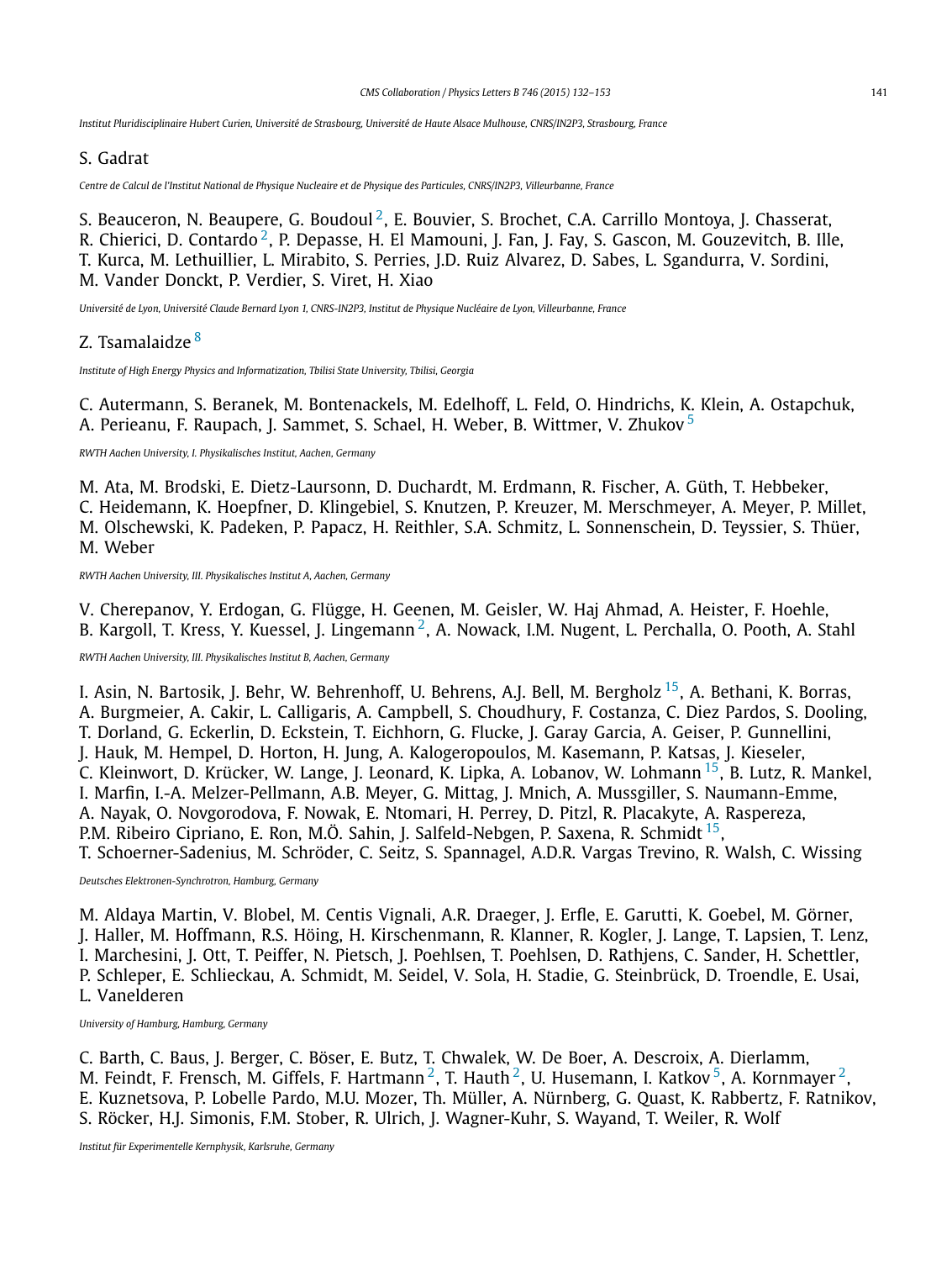*Institut Pluridisciplinaire Hubert Curien, Université de Strasbourg, Université de Haute Alsace Mulhouse, CNRS/IN2P3, Strasbourg, France*

S. Gadrat

*Centre de Calcul de l'Institut National de Physique Nucleaire et de Physique des Particules, CNRS/IN2P3, Villeurbanne, France*

S. Beauceron, N. Beaupere, G. Boudoul [2], E. Bouvier, S. Brochet, C.A. Carrillo Montoya, J. Chasserat, R. Chierici, D. Contardo [2], P. Depasse, H. El Mamouni, J. Fan, J. Fay, S. Gascon, M. Gouzevitch, B. Ille, T. Kurca, M. Lethuillier, L. Mirabito, S. Perries, J.D. Ruiz Alvarez, D. Sabes, L. Sgandurra, V. Sordini, M. Vander Donckt, P. Verdier, S. Viret, H. Xiao

*Université de Lyon, Université Claude Bernard Lyon 1, CNRS-IN2P3, Institut de Physique Nucléaire de Lyon, Villeurbanne, France*

Z. Tsamalaidze [8]

*Institute of High Energy Physics and Informatization, Tbilisi State University, Tbilisi, Georgia*

C. Autermann, S. Beranek, M. Bontenackels, M. Edelhoff, L. Feld, O. Hindrichs, K. Klein, A. Ostapchuk, A. Perieanu, F. Raupach, J. Sammet, S. Schael, H. Weber, B. Wittmer, V. Zhukov [5]

*RWTH Aachen University, I. Physikalisches Institut, Aachen, Germany*

M. Ata, M. Brodski, E. Dietz-Laursonn, D. Duchardt, M. Erdmann, R. Fischer, A. Güth, T. Hebbeker, C. Heidemann, K. Hoepfner, D. Klingebiel, S. Knutzen, P. Kreuzer, M. Merschmeyer, A. Meyer, P. Millet, M. Olschewski, K. Padeken, P. Papacz, H. Reithler, S.A. Schmitz, L. Sonnenschein, D. Teyssier, S. Thüer, M. Weber

*RWTH Aachen University, III. Physikalisches Institut A, Aachen, Germany*

V. Cherepanov, Y. Erdogan, G. Flügge, H. Geenen, M. Geisler, W. Haj Ahmad, A. Heister, F. Hoehle, B. Kargoll, T. Kress, Y. Kuessel, J. Lingemann [2], A. Nowack, I.M. Nugent, L. Perchalla, O. Pooth, A. Stahl

*RWTH Aachen University, III. Physikalisches Institut B, Aachen, Germany*

I. Asin, N. Bartosik, J. Behr, W. Behrenhoff, U. Behrens, A.J. Bell, M. Bergholz [15], A. Bethani, K. Borras, A. Burgmeier, A. Cakir, L. Calligaris, A. Campbell, S. Choudhury, F. Costanza, C. Diez Pardos, S. Dooling, T. Dorland, G. Eckerlin, D. Eckstein, T. Eichhorn, G. Flucke, J. Garay Garcia, A. Geiser, P. Gunnellini, J. Hauk, M. Hempel, D. Horton, H. Jung, A. Kalogeropoulos, M. Kasemann, P. Katsas, J. Kieseler, C. Kleinwort, D. Krücker, W. Lange, J. Leonard, K. Lipka, A. Lobanov, W. Lohmann [15], B. Lutz, R. Mankel, I. Marfin, I.-A. Melzer-Pellmann, A.B. Meyer, G. Mittag, J. Mnich, A. Mussgiller, S. Naumann-Emme, A. Nayak, O. Novgorodova, F. Nowak, E. Ntomari, H. Perrey, D. Pitzl, R. Placakyte, A. Raspereza, P.M. Ribeiro Cipriano, E. Ron, M.Ö. Sahin, J. Salfeld-Nebgen, P. Saxena, R. Schmidt [15], T. Schoerner-Sadenius, M. Schröder, C. Seitz, S. Spannagel, A.D.R. Vargas Trevino, R. Walsh, C. Wissing

*Deutsches Elektronen-Synchrotron, Hamburg, Germany*

M. Aldaya Martin, V. Blobel, M. Centis Vignali, A.R. Draeger, J. Erfle, E. Garutti, K. Goebel, M. Görner, J. Haller, M. Hoffmann, R.S. Höing, H. Kirschenmann, R. Klanner, R. Kogler, J. Lange, T. Lapsien, T. Lenz, I. Marchesini, J. Ott, T. Peiffer, N. Pietsch, J. Poehlsen, T. Poehlsen, D. Rathjens, C. Sander, H. Schettler, P. Schleper, E. Schlieckau, A. Schmidt, M. Seidel, V. Sola, H. Stadie, G. Steinbrück, D. Troendle, E. Usai, L. Vanelderen

*University of Hamburg, Hamburg, Germany*

C. Barth, C. Baus, J. Berger, C. Böser, E. Butz, T. Chwalek, W. De Boer, A. Descroix, A. Dierlamm, M. Feindt, F. Frensch, M. Giffels, F. Hartmann [2], T. Hauth [2], U. Husemann, I. Katkov [5], A. Kornmayer [2], E. Kuznetsova, P. Lobelle Pardo, M.U. Mozer, Th. Müller, A. Nürnberg, G. Quast, K. Rabbertz, F. Ratnikov, S. Röcker, H.J. Simonis, F.M. Stober, R. Ulrich, J. Wagner-Kuhr, S. Wayand, T. Weiler, R. Wolf

*Institut für Experimentelle Kernphysik, Karlsruhe, Germany*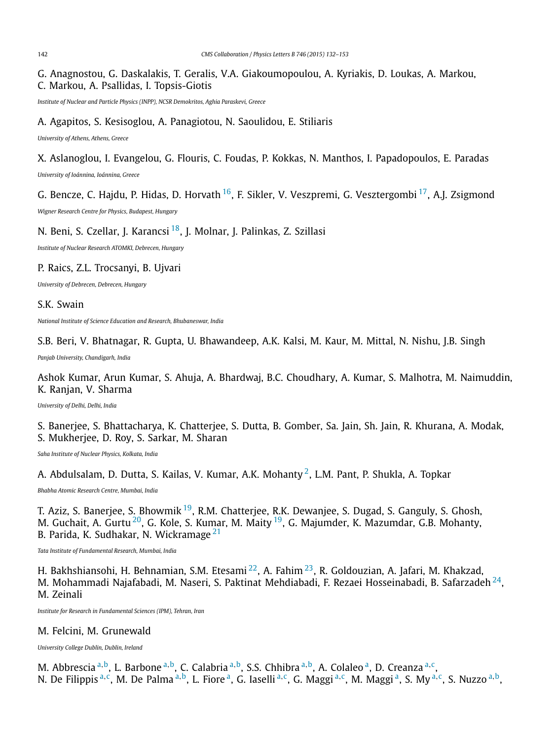G. Anagnostou, G. Daskalakis, T. Geralis, V.A. Giakoumopoulou, A. Kyriakis, D. Loukas, A. Markou, C. Markou, A. Psallidas, I. Topsis-Giotis

*Institute of Nuclear and Particle Physics (INPP), NCSR Demokritos, Aghia Paraskevi, Greece*

A. Agapitos, S. Kesisoglou, A. Panagiotou, N. Saoulidou, E. Stiliaris

*University of Athens, Athens, Greece*

X. Aslanoglou, I. Evangelou, G. Flouris, C. Foudas, P. Kokkas, N. Manthos, I. Papadopoulos, E. Paradas

*University of Ioánnina, Ioánnina, Greece*

G. Bencze, C. Hajdu, P. Hidas, D. Horvath [16], F. Sikler, V. Veszpremi, G. Vesztergombi [17], A.J. Zsigmond

*Wigner Research Centre for Physics, Budapest, Hungary*

N. Beni, S. Czellar, J. Karancsi [18], J. Molnar, J. Palinkas, Z. Szillasi

*Institute of Nuclear Research ATOMKI, Debrecen, Hungary*

P. Raics, Z.L. Trocsanyi, B. Ujvari

*University of Debrecen, Debrecen, Hungary*

S.K. Swain

*National Institute of Science Education and Research, Bhubaneswar, India*

S.B. Beri, V. Bhatnagar, R. Gupta, U. Bhawandeep, A.K. Kalsi, M. Kaur, M. Mittal, N. Nishu, J.B. Singh

*Panjab University, Chandigarh, India*

Ashok Kumar, Arun Kumar, S. Ahuja, A. Bhardwaj, B.C. Choudhary, A. Kumar, S. Malhotra, M. Naimuddin, K. Ranjan, V. Sharma

*University of Delhi, Delhi, India*

S. Banerjee, S. Bhattacharya, K. Chatterjee, S. Dutta, B. Gomber, Sa. Jain, Sh. Jain, R. Khurana, A. Modak, S. Mukherjee, D. Roy, S. Sarkar, M. Sharan

*Saha Institute of Nuclear Physics, Kolkata, India*

A. Abdulsalam, D. Dutta, S. Kailas, V. Kumar, A.K. Mohanty [2], L.M. Pant, P. Shukla, A. Topkar

*Bhabha Atomic Research Centre, Mumbai, India*

T. Aziz, S. Banerjee, S. Bhowmik [19], R.M. Chatterjee, R.K. Dewanjee, S. Dugad, S. Ganguly, S. Ghosh, M. Guchait, A. Gurtu [20], G. Kole, S. Kumar, M. Maity [19], G. Majumder, K. Mazumdar, G.B. Mohanty, B. Parida, K. Sudhakar, N. Wickramage [21]

*Tata Institute of Fundamental Research, Mumbai, India*

H. Bakhshiansohi, H. Behnamian, S.M. Etesami [22], A. Fahim [23], R. Goldouzian, A. Jafari, M. Khakzad, M. Mohammadi Najafabadi, M. Naseri, S. Paktinat Mehdiabadi, F. Rezaei Hosseinabadi, B. Safarzadeh [24], M. Zeinali

*Institute for Research in Fundamental Sciences (IPM), Tehran, Iran*

M. Felcini, M. Grunewald

*University College Dublin, Dublin, Ireland*

M. Abbrescia [a,b], L. Barbone [a,b], C. Calabria [a,b], S.S. Chhibra [a,b], A. Colaleo [a], D. Creanza [a,c], N. De Filippis [a,c], M. De Palma [a,b], L. Fiore [a], G. Iaselli [a,c], G. Maggi [a,c], M. Maggi [a], S. My [a,c], S. Nuzzo [a,b],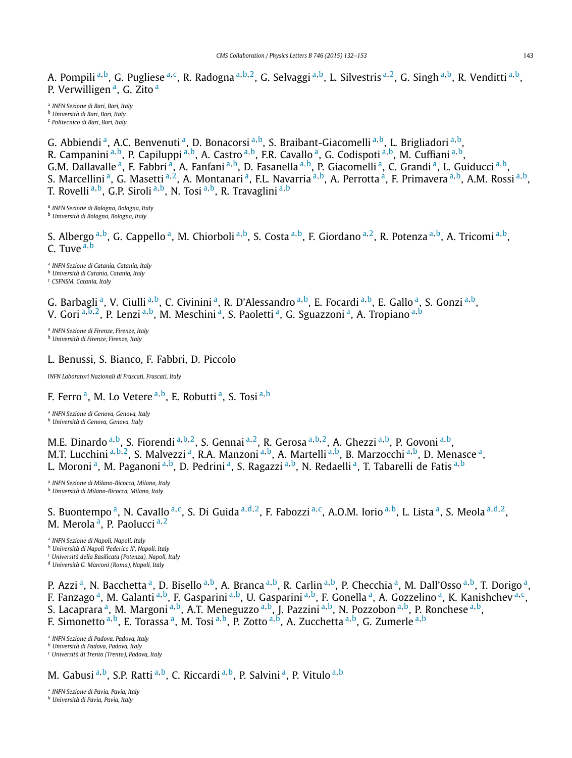A. Pompili [a,b], G. Pugliese [a,c], R. Radogna [a,b,2], G. Selvaggi [a,b], L. Silvestris [a,2], G. Singh [a,b], R. Venditti [a,b], P. Verwilligen [a], G. Zito [a]

[a] *INFN Sezione di Bari, Bari, Italy*
[b] *Università di Bari, Bari, Italy*
[c] *Politecnico di Bari, Bari, Italy*

G. Abbiendi [a], A.C. Benvenuti [a], D. Bonacorsi [a,b], S. Braibant-Giacomelli [a,b], L. Brigliadori [a,b], R. Campanini [a,b], P. Capiluppi [a,b], A. Castro [a,b], F.R. Cavallo [a], G. Codispoti [a,b], M. Cuffiani [a,b], G.M. Dallavalle [a], F. Fabbri [a], A. Fanfani [a,b], D. Fasanella [a,b], P. Giacomelli [a], C. Grandi [a], L. Guiducci [a,b], S. Marcellini [a], G. Masetti [a,2], A. Montanari [a], F.L. Navarria [a,b], A. Perrotta [a], F. Primavera [a,b], A.M. Rossi [a,b], T. Rovelli [a,b], G.P. Siroli [a,b], N. Tosi [a,b], R. Travaglini [a,b]

[a] *INFN Sezione di Bologna, Bologna, Italy*
[b] *Università di Bologna, Bologna, Italy*

S. Albergo [a,b], G. Cappello [a], M. Chiorboli [a,b], S. Costa [a,b], F. Giordano [a,2], R. Potenza [a,b], A. Tricomi [a,b], C. Tuve [a,b]

[a] *INFN Sezione di Catania, Catania, Italy*
[b] *Università di Catania, Catania, Italy*
[c] *CSFNSM, Catania, Italy*

G. Barbagli [a], V. Ciulli [a,b], C. Civinini [a], R. D'Alessandro [a,b], E. Focardi [a,b], E. Gallo [a], S. Gonzi [a,b], V. Gori [a,b,2], P. Lenzi [a,b], M. Meschini [a], S. Paoletti [a], G. Sguazzoni [a], A. Tropiano [a,b]

[a] *INFN Sezione di Firenze, Firenze, Italy*
[b] *Università di Firenze, Firenze, Italy*

L. Benussi, S. Bianco, F. Fabbri, D. Piccolo

*INFN Laboratori Nazionali di Frascati, Frascati, Italy*

F. Ferro [a], M. Lo Vetere [a,b], E. Robutti [a], S. Tosi [a,b]

[a] *INFN Sezione di Genova, Genova, Italy*
[b] *Università di Genova, Genova, Italy*

M.E. Dinardo [a,b], S. Fiorendi [a,b,2], S. Gennai [a,2], R. Gerosa [a,b,2], A. Ghezzi [a,b], P. Govoni [a,b], M.T. Lucchini [a,b,2], S. Malvezzi [a], R.A. Manzoni [a,b], A. Martelli [a,b], B. Marzocchi [a,b], D. Menasce [a], L. Moroni [a], M. Paganoni [a,b], D. Pedrini [a], S. Ragazzi [a,b], N. Redaelli [a], T. Tabarelli de Fatis [a,b]

[a] *INFN Sezione di Milano-Bicocca, Milano, Italy*
[b] *Università di Milano-Bicocca, Milano, Italy*

S. Buontempo [a], N. Cavallo [a,c], S. Di Guida [a,d,2], F. Fabozzi [a,c], A.O.M. Iorio [a,b], L. Lista [a], S. Meola [a,d,2], M. Merola [a], P. Paolucci [a,2]

[a] *INFN Sezione di Napoli, Napoli, Italy*
[b] *Università di Napoli 'Federico II', Napoli, Italy*
[c] *Università della Basilicata (Potenza), Napoli, Italy*
[d] *Università G. Marconi (Roma), Napoli, Italy*

P. Azzi [a], N. Bacchetta [a], D. Bisello [a,b], A. Branca [a,b], R. Carlin [a,b], P. Checchia [a], M. Dall'Osso [a,b], T. Dorigo [a], F. Fanzago [a], M. Galanti [a,b], F. Gasparini [a,b], U. Gasparini [a,b], F. Gonella [a], A. Gozzelino [a], K. Kanishchev [a,c], S. Lacaprara [a], M. Margoni [a,b], A.T. Meneguzzo [a,b], J. Pazzini [a,b], N. Pozzobon [a,b], P. Ronchese [a,b], F. Simonetto [a,b], E. Torassa [a], M. Tosi [a,b], P. Zotto [a,b], A. Zucchetta [a,b], G. Zumerle [a,b]

[a] *INFN Sezione di Padova, Padova, Italy*
[b] *Università di Padova, Padova, Italy*
[c] *Università di Trento (Trento), Padova, Italy*

M. Gabusi [a,b], S.P. Ratti [a,b], C. Riccardi [a,b], P. Salvini [a], P. Vitulo [a,b]

[a] *INFN Sezione di Pavia, Pavia, Italy*
[b] *Università di Pavia, Pavia, Italy*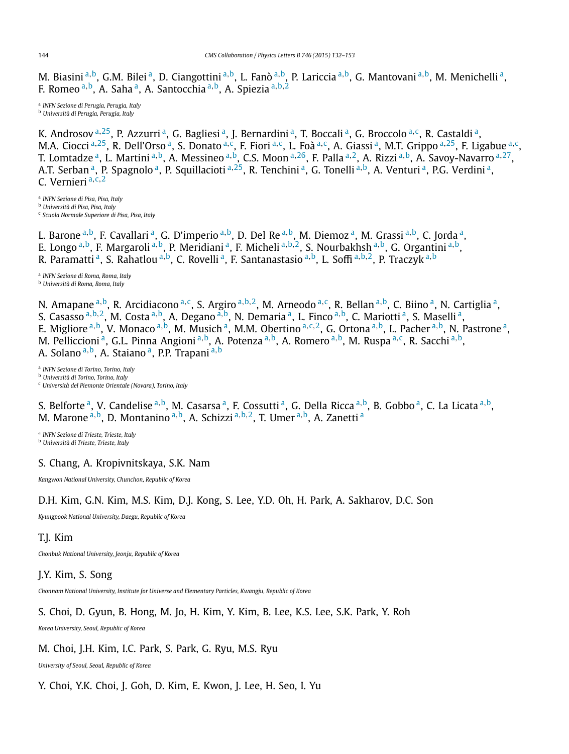M. Biasini [a,b], G.M. Bilei [a], D. Ciangottini [a,b], L. Fanò [a,b], P. Lariccia [a,b], G. Mantovani [a,b], M. Menichelli [a], F. Romeo [a,b], A. Saha [a], A. Santocchia [a,b], A. Spiezia [a,b,2]

[a] *INFN Sezione di Perugia, Perugia, Italy*
[b] *Università di Perugia, Perugia, Italy*

K. Androsov [a,25], P. Azzurri [a], G. Bagliesi [a], J. Bernardini [a], T. Boccali [a], G. Broccolo [a,c], R. Castaldi [a], M.A. Ciocci [a,25], R. Dell'Orso [a], S. Donato [a,c], F. Fiori [a,c], L. Foà [a,c], A. Giassi [a], M.T. Grippo [a,25], F. Ligabue [a,c], T. Lomtadze [a], L. Martini [a,b], A. Messineo [a,b], C.S. Moon [a,26], F. Palla [a,2], A. Rizzi [a,b], A. Savoy-Navarro [a,27], A.T. Serban [a], P. Spagnolo [a], P. Squillacioti [a,25], R. Tenchini [a], G. Tonelli [a,b], A. Venturi [a], P.G. Verdini [a], C. Vernieri [a,c,2]

[a] *INFN Sezione di Pisa, Pisa, Italy*
[b] *Università di Pisa, Pisa, Italy*
[c] *Scuola Normale Superiore di Pisa, Pisa, Italy*

L. Barone [a,b], F. Cavallari [a], G. D'imperio [a,b], D. Del Re [a,b], M. Diemoz [a], M. Grassi [a,b], C. Jorda [a], E. Longo [a,b], F. Margaroli [a,b], P. Meridiani [a], F. Micheli [a,b,2], S. Nourbakhsh [a,b], G. Organtini [a,b], R. Paramatti [a], S. Rahatlou [a,b], C. Rovelli [a], F. Santanastasio [a,b], L. Soffi [a,b,2], P. Traczyk [a,b]

[a] *INFN Sezione di Roma, Roma, Italy*
[b] *Università di Roma, Roma, Italy*

N. Amapane [a,b], R. Arcidiacono [a,c], S. Argiro [a,b,2], M. Arneodo [a,c], R. Bellan [a,b], C. Biino [a], N. Cartiglia [a], S. Casasso [a,b,2], M. Costa [a,b], A. Degano [a,b], N. Demaria [a], L. Finco [a,b], C. Mariotti [a], S. Maselli [a], E. Migliore [a,b], V. Monaco [a,b], M. Musich [a], M.M. Obertino [a,c,2], G. Ortona [a,b], L. Pacher [a,b], N. Pastrone [a], M. Pelliccioni [a], G.L. Pinna Angioni [a,b], A. Potenza [a,b], A. Romero [a,b], M. Ruspa [a,c], R. Sacchi [a,b], A. Solano [a,b], A. Staiano [a], P.P. Trapani [a,b]

[a] *INFN Sezione di Torino, Torino, Italy*
[b] *Università di Torino, Torino, Italy*
[c] *Università del Piemonte Orientale (Novara), Torino, Italy*

S. Belforte [a], V. Candelise [a,b], M. Casarsa [a], F. Cossutti [a], G. Della Ricca [a,b], B. Gobbo [a], C. La Licata [a,b], M. Marone [a,b], D. Montanino [a,b], A. Schizzi [a,b,2], T. Umer [a,b], A. Zanetti [a]

[a] *INFN Sezione di Trieste, Trieste, Italy*
[b] *Università di Trieste, Trieste, Italy*

S. Chang, A. Kropivnitskaya, S.K. Nam

*Kangwon National University, Chunchon, Republic of Korea*

D.H. Kim, G.N. Kim, M.S. Kim, D.J. Kong, S. Lee, Y.D. Oh, H. Park, A. Sakharov, D.C. Son

*Kyungpook National University, Daegu, Republic of Korea*

T.J. Kim

*Chonbuk National University, Jeonju, Republic of Korea*

J.Y. Kim, S. Song

*Chonnam National University, Institute for Universe and Elementary Particles, Kwangju, Republic of Korea*

S. Choi, D. Gyun, B. Hong, M. Jo, H. Kim, Y. Kim, B. Lee, K.S. Lee, S.K. Park, Y. Roh

*Korea University, Seoul, Republic of Korea*

M. Choi, J.H. Kim, I.C. Park, S. Park, G. Ryu, M.S. Ryu

*University of Seoul, Seoul, Republic of Korea*

Y. Choi, Y.K. Choi, J. Goh, D. Kim, E. Kwon, J. Lee, H. Seo, I. Yu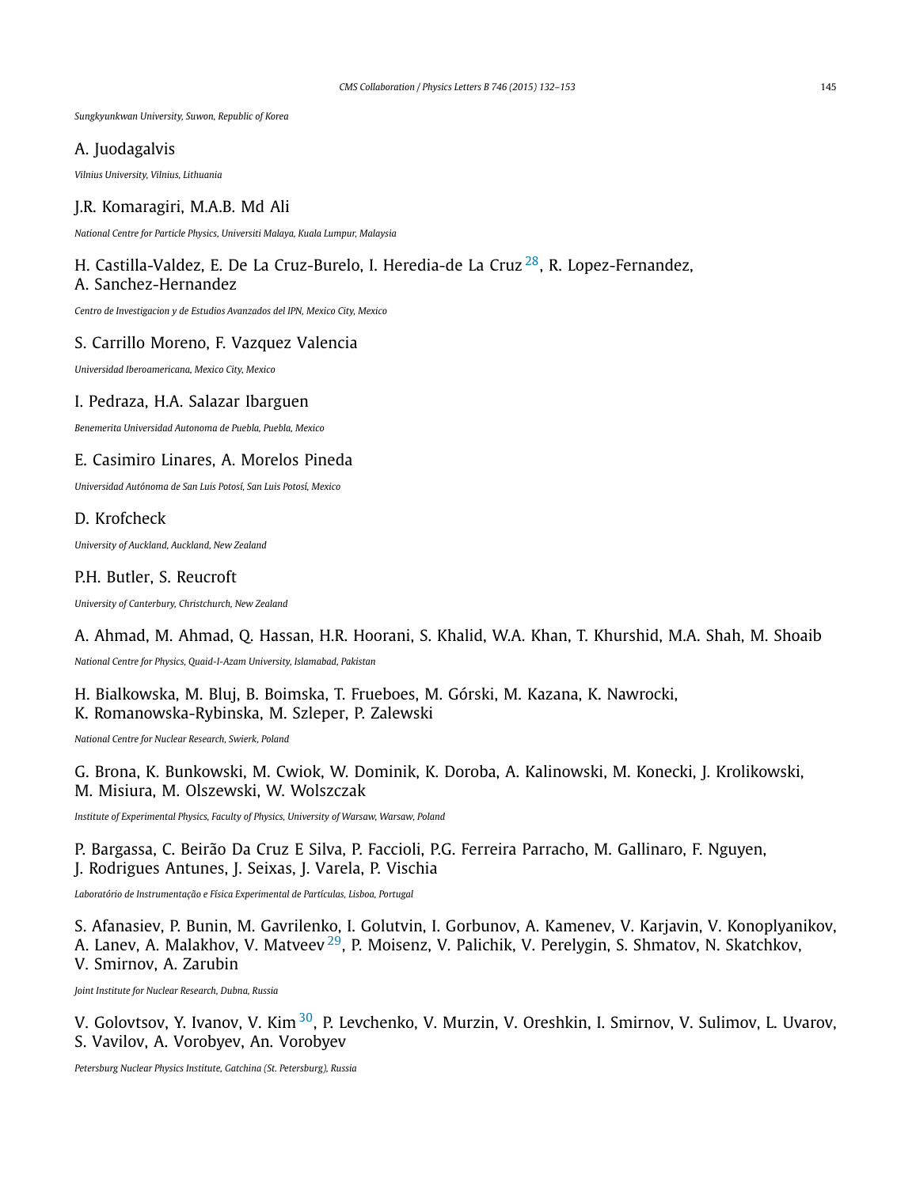*Sungkyunkwan University, Suwon, Republic of Korea*

A. Juodagalvis

*Vilnius University, Vilnius, Lithuania*

J.R. Komaragiri, M.A.B. Md Ali

*National Centre for Particle Physics, Universiti Malaya, Kuala Lumpur, Malaysia*

H. Castilla-Valdez, E. De La Cruz-Burelo, I. Heredia-de La Cruz [28], R. Lopez-Fernandez, A. Sanchez-Hernandez

*Centro de Investigacion y de Estudios Avanzados del IPN, Mexico City, Mexico*

S. Carrillo Moreno, F. Vazquez Valencia

*Universidad Iberoamericana, Mexico City, Mexico*

I. Pedraza, H.A. Salazar Ibarguen

*Benemerita Universidad Autonoma de Puebla, Puebla, Mexico*

E. Casimiro Linares, A. Morelos Pineda

*Universidad Autónoma de San Luis Potosí, San Luis Potosí, Mexico*

D. Krofcheck

*University of Auckland, Auckland, New Zealand*

P.H. Butler, S. Reucroft

*University of Canterbury, Christchurch, New Zealand*

A. Ahmad, M. Ahmad, Q. Hassan, H.R. Hoorani, S. Khalid, W.A. Khan, T. Khurshid, M.A. Shah, M. Shoaib

*National Centre for Physics, Quaid-I-Azam University, Islamabad, Pakistan*

H. Bialkowska, M. Bluj, B. Boimska, T. Frueboes, M. Górski, M. Kazana, K. Nawrocki, K. Romanowska-Rybinska, M. Szleper, P. Zalewski

*National Centre for Nuclear Research, Swierk, Poland*

G. Brona, K. Bunkowski, M. Cwiok, W. Dominik, K. Doroba, A. Kalinowski, M. Konecki, J. Krolikowski, M. Misiura, M. Olszewski, W. Wolszczak

*Institute of Experimental Physics, Faculty of Physics, University of Warsaw, Warsaw, Poland*

P. Bargassa, C. Beirão Da Cruz E Silva, P. Faccioli, P.G. Ferreira Parracho, M. Gallinaro, F. Nguyen, J. Rodrigues Antunes, J. Seixas, J. Varela, P. Vischia

*Laboratório de Instrumentação e Física Experimental de Partículas, Lisboa, Portugal*

S. Afanasiev, P. Bunin, M. Gavrilenko, I. Golutvin, I. Gorbunov, A. Kamenev, V. Karjavin, V. Konoplyanikov, A. Lanev, A. Malakhov, V. Matveev [29], P. Moisenz, V. Palichik, V. Perelygin, S. Shmatov, N. Skatchkov, V. Smirnov, A. Zarubin

*Joint Institute for Nuclear Research, Dubna, Russia*

V. Golovtsov, Y. Ivanov, V. Kim [30], P. Levchenko, V. Murzin, V. Oreshkin, I. Smirnov, V. Sulimov, L. Uvarov, S. Vavilov, A. Vorobyev, An. Vorobyev

*Petersburg Nuclear Physics Institute, Gatchina (St. Petersburg), Russia*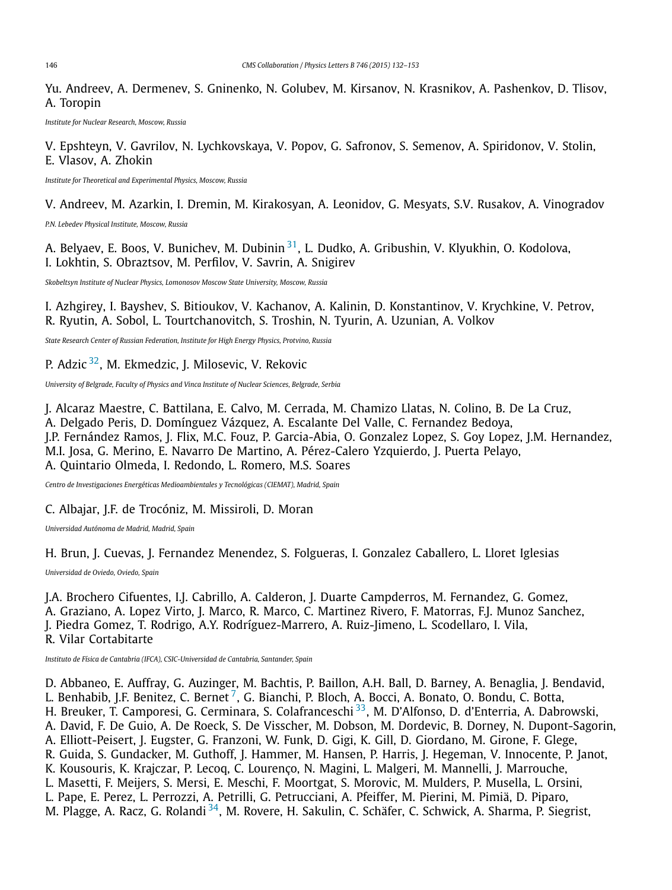Yu. Andreev, A. Dermenev, S. Gninenko, N. Golubev, M. Kirsanov, N. Krasnikov, A. Pashenkov, D. Tlisov, A. Toropin

*Institute for Nuclear Research, Moscow, Russia*

V. Epshteyn, V. Gavrilov, N. Lychkovskaya, V. Popov, G. Safronov, S. Semenov, A. Spiridonov, V. Stolin, E. Vlasov, A. Zhokin

*Institute for Theoretical and Experimental Physics, Moscow, Russia*

V. Andreev, M. Azarkin, I. Dremin, M. Kirakosyan, A. Leonidov, G. Mesyats, S.V. Rusakov, A. Vinogradov

*P.N. Lebedev Physical Institute, Moscow, Russia*

A. Belyaev, E. Boos, V. Bunichev, M. Dubinin [31], L. Dudko, A. Gribushin, V. Klyukhin, O. Kodolova, I. Lokhtin, S. Obraztsov, M. Perfilov, V. Savrin, A. Snigirev

*Skobeltsyn Institute of Nuclear Physics, Lomonosov Moscow State University, Moscow, Russia*

I. Azhgirey, I. Bayshev, S. Bitioukov, V. Kachanov, A. Kalinin, D. Konstantinov, V. Krychkine, V. Petrov, R. Ryutin, A. Sobol, L. Tourtchanovitch, S. Troshin, N. Tyurin, A. Uzunian, A. Volkov

*State Research Center of Russian Federation, Institute for High Energy Physics, Protvino, Russia*

P. Adzic [32], M. Ekmedzic, J. Milosevic, V. Rekovic

*University of Belgrade, Faculty of Physics and Vinca Institute of Nuclear Sciences, Belgrade, Serbia*

J. Alcaraz Maestre, C. Battilana, E. Calvo, M. Cerrada, M. Chamizo Llatas, N. Colino, B. De La Cruz, A. Delgado Peris, D. Domínguez Vázquez, A. Escalante Del Valle, C. Fernandez Bedoya, J.P. Fernández Ramos, J. Flix, M.C. Fouz, P. Garcia-Abia, O. Gonzalez Lopez, S. Goy Lopez, J.M. Hernandez, M.I. Josa, G. Merino, E. Navarro De Martino, A. Pérez-Calero Yzquierdo, J. Puerta Pelayo, A. Quintario Olmeda, I. Redondo, L. Romero, M.S. Soares

*Centro de Investigaciones Energéticas Medioambientales y Tecnológicas (CIEMAT), Madrid, Spain*

C. Albajar, J.F. de Trocóniz, M. Missiroli, D. Moran

*Universidad Autónoma de Madrid, Madrid, Spain*

H. Brun, J. Cuevas, J. Fernandez Menendez, S. Folgueras, I. Gonzalez Caballero, L. Lloret Iglesias

*Universidad de Oviedo, Oviedo, Spain*

J.A. Brochero Cifuentes, I.J. Cabrillo, A. Calderon, J. Duarte Campderros, M. Fernandez, G. Gomez, A. Graziano, A. Lopez Virto, J. Marco, R. Marco, C. Martinez Rivero, F. Matorras, F.J. Munoz Sanchez, J. Piedra Gomez, T. Rodrigo, A.Y. Rodríguez-Marrero, A. Ruiz-Jimeno, L. Scodellaro, I. Vila, R. Vilar Cortabitarte

*Instituto de Física de Cantabria (IFCA), CSIC-Universidad de Cantabria, Santander, Spain*

D. Abbaneo, E. Auffray, G. Auzinger, M. Bachtis, P. Baillon, A.H. Ball, D. Barney, A. Benaglia, J. Bendavid, L. Benhabib, J.F. Benitez, C. Bernet [7], G. Bianchi, P. Bloch, A. Bocci, A. Bonato, O. Bondu, C. Botta, H. Breuker, T. Camporesi, G. Cerminara, S. Colafranceschi [33], M. D'Alfonso, D. d'Enterria, A. Dabrowski, A. David, F. De Guio, A. De Roeck, S. De Visscher, M. Dobson, M. Dordevic, B. Dorney, N. Dupont-Sagorin, A. Elliott-Peisert, J. Eugster, G. Franzoni, W. Funk, D. Gigi, K. Gill, D. Giordano, M. Girone, F. Glege, R. Guida, S. Gundacker, M. Guthoff, J. Hammer, M. Hansen, P. Harris, J. Hegeman, V. Innocente, P. Janot, K. Kousouris, K. Krajczar, P. Lecoq, C. Lourenço, N. Magini, L. Malgeri, M. Mannelli, J. Marrouche, L. Masetti, F. Meijers, S. Mersi, E. Meschi, F. Moortgat, S. Morovic, M. Mulders, P. Musella, L. Orsini, L. Pape, E. Perez, L. Perrozzi, A. Petrilli, G. Petrucciani, A. Pfeiffer, M. Pierini, M. Pimiä, D. Piparo, M. Plagge, A. Racz, G. Rolandi [34], M. Rovere, H. Sakulin, C. Schäfer, C. Schwick, A. Sharma, P. Siegrist,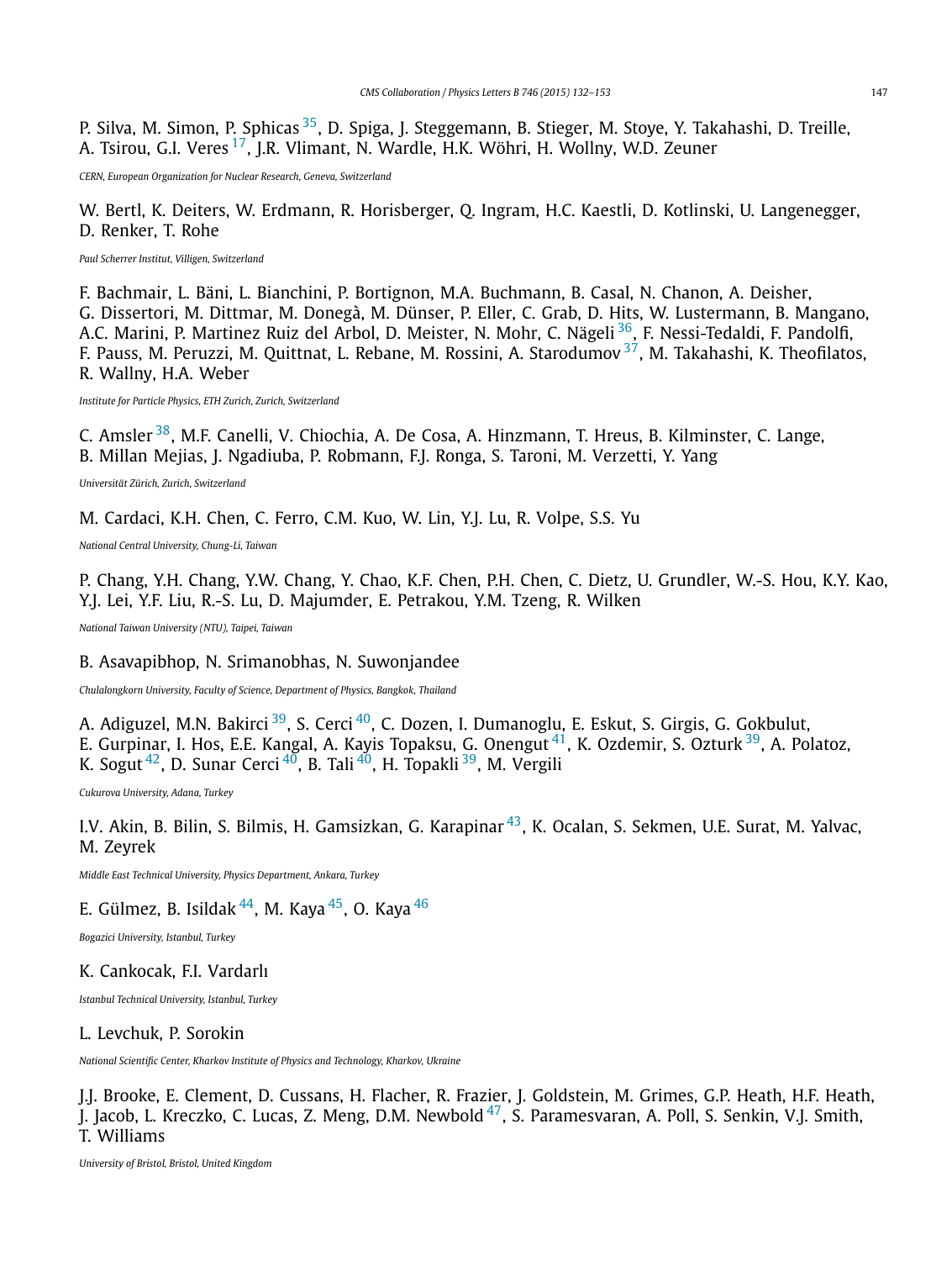P. Silva, M. Simon, P. Sphicas [35], D. Spiga, J. Steggemann, B. Stieger, M. Stoye, Y. Takahashi, D. Treille, A. Tsirou, G.I. Veres [17], J.R. Vlimant, N. Wardle, H.K. Wöhri, H. Wollny, W.D. Zeuner

*CERN, European Organization for Nuclear Research, Geneva, Switzerland*

W. Bertl, K. Deiters, W. Erdmann, R. Horisberger, Q. Ingram, H.C. Kaestli, D. Kotlinski, U. Langenegger, D. Renker, T. Rohe

*Paul Scherrer Institut, Villigen, Switzerland*

F. Bachmair, L. Bäni, L. Bianchini, P. Bortignon, M.A. Buchmann, B. Casal, N. Chanon, A. Deisher, G. Dissertori, M. Dittmar, M. Donegà, M. Dünser, P. Eller, C. Grab, D. Hits, W. Lustermann, B. Mangano, A.C. Marini, P. Martinez Ruiz del Arbol, D. Meister, N. Mohr, C. Nägeli [36], F. Nessi-Tedaldi, F. Pandolfi, F. Pauss, M. Peruzzi, M. Quittnat, L. Rebane, M. Rossini, A. Starodumov [37], M. Takahashi, K. Theofilatos, R. Wallny, H.A. Weber

*Institute for Particle Physics, ETH Zurich, Zurich, Switzerland*

C. Amsler [38], M.F. Canelli, V. Chiochia, A. De Cosa, A. Hinzmann, T. Hreus, B. Kilminster, C. Lange, B. Millan Mejias, J. Ngadiuba, P. Robmann, F.J. Ronga, S. Taroni, M. Verzetti, Y. Yang

*Universität Zürich, Zurich, Switzerland*

M. Cardaci, K.H. Chen, C. Ferro, C.M. Kuo, W. Lin, Y.J. Lu, R. Volpe, S.S. Yu

*National Central University, Chung-Li, Taiwan*

P. Chang, Y.H. Chang, Y.W. Chang, Y. Chao, K.F. Chen, P.H. Chen, C. Dietz, U. Grundler, W.-S. Hou, K.Y. Kao, Y.J. Lei, Y.F. Liu, R.-S. Lu, D. Majumder, E. Petrakou, Y.M. Tzeng, R. Wilken

*National Taiwan University (NTU), Taipei, Taiwan*

B. Asavapibhop, N. Srimanobhas, N. Suwonjandee

*Chulalongkorn University, Faculty of Science, Department of Physics, Bangkok, Thailand*

A. Adiguzel, M.N. Bakirci [39], S. Cerci [40], C. Dozen, I. Dumanoglu, E. Eskut, S. Girgis, G. Gokbulut, E. Gurpinar, I. Hos, E.E. Kangal, A. Kayis Topaksu, G. Onengut [41], K. Ozdemir, S. Ozturk [39], A. Polatoz, K. Sogut [42], D. Sunar Cerci [40], B. Tali [40], H. Topakli [39], M. Vergili

*Cukurova University, Adana, Turkey*

I.V. Akin, B. Bilin, S. Bilmis, H. Gamsizkan, G. Karapinar [43], K. Ocalan, S. Sekmen, U.E. Surat, M. Yalvac, M. Zeyrek

*Middle East Technical University, Physics Department, Ankara, Turkey*

E. Gülmez, B. Isildak [44], M. Kaya [45], O. Kaya [46]

*Bogazici University, Istanbul, Turkey*

K. Cankocak, F.I. Vardarlı

*Istanbul Technical University, Istanbul, Turkey*

L. Levchuk, P. Sorokin

*National Scientific Center, Kharkov Institute of Physics and Technology, Kharkov, Ukraine*

J.J. Brooke, E. Clement, D. Cussans, H. Flacher, R. Frazier, J. Goldstein, M. Grimes, G.P. Heath, H.F. Heath, J. Jacob, L. Kreczko, C. Lucas, Z. Meng, D.M. Newbold [47], S. Paramesvaran, A. Poll, S. Senkin, V.J. Smith, T. Williams

*University of Bristol, Bristol, United Kingdom*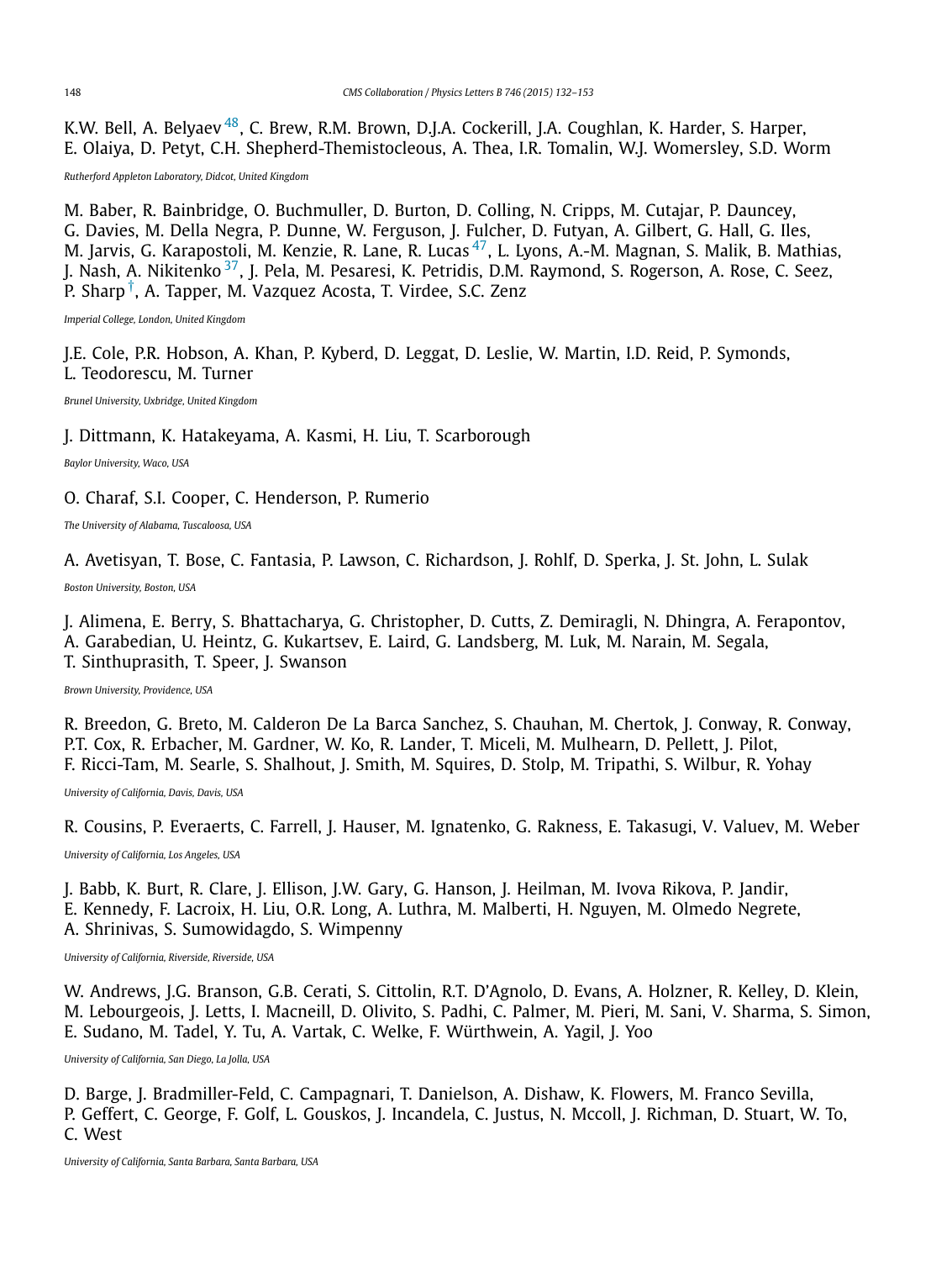K.W. Bell, A. Belyaev [48], C. Brew, R.M. Brown, D.J.A. Cockerill, J.A. Coughlan, K. Harder, S. Harper, E. Olaiya, D. Petyt, C.H. Shepherd-Themistocleous, A. Thea, I.R. Tomalin, W.J. Womersley, S.D. Worm

*Rutherford Appleton Laboratory, Didcot, United Kingdom*

M. Baber, R. Bainbridge, O. Buchmuller, D. Burton, D. Colling, N. Cripps, M. Cutajar, P. Dauncey, G. Davies, M. Della Negra, P. Dunne, W. Ferguson, J. Fulcher, D. Futyan, A. Gilbert, G. Hall, G. Iles, M. Jarvis, G. Karapostoli, M. Kenzie, R. Lane, R. Lucas [47], L. Lyons, A.-M. Magnan, S. Malik, B. Mathias, J. Nash, A. Nikitenko [37], J. Pela, M. Pesaresi, K. Petridis, D.M. Raymond, S. Rogerson, A. Rose, C. Seez, P. Sharp [†], A. Tapper, M. Vazquez Acosta, T. Virdee, S.C. Zenz

*Imperial College, London, United Kingdom*

J.E. Cole, P.R. Hobson, A. Khan, P. Kyberd, D. Leggat, D. Leslie, W. Martin, I.D. Reid, P. Symonds, L. Teodorescu, M. Turner

*Brunel University, Uxbridge, United Kingdom*

J. Dittmann, K. Hatakeyama, A. Kasmi, H. Liu, T. Scarborough

*Baylor University, Waco, USA*

O. Charaf, S.I. Cooper, C. Henderson, P. Rumerio

*The University of Alabama, Tuscaloosa, USA*

A. Avetisyan, T. Bose, C. Fantasia, P. Lawson, C. Richardson, J. Rohlf, D. Sperka, J. St. John, L. Sulak

*Boston University, Boston, USA*

J. Alimena, E. Berry, S. Bhattacharya, G. Christopher, D. Cutts, Z. Demiragli, N. Dhingra, A. Ferapontov, A. Garabedian, U. Heintz, G. Kukartsev, E. Laird, G. Landsberg, M. Luk, M. Narain, M. Segala, T. Sinthuprasith, T. Speer, J. Swanson

*Brown University, Providence, USA*

R. Breedon, G. Breto, M. Calderon De La Barca Sanchez, S. Chauhan, M. Chertok, J. Conway, R. Conway, P.T. Cox, R. Erbacher, M. Gardner, W. Ko, R. Lander, T. Miceli, M. Mulhearn, D. Pellett, J. Pilot, F. Ricci-Tam, M. Searle, S. Shalhout, J. Smith, M. Squires, D. Stolp, M. Tripathi, S. Wilbur, R. Yohay

*University of California, Davis, Davis, USA*

R. Cousins, P. Everaerts, C. Farrell, J. Hauser, M. Ignatenko, G. Rakness, E. Takasugi, V. Valuev, M. Weber

*University of California, Los Angeles, USA*

J. Babb, K. Burt, R. Clare, J. Ellison, J.W. Gary, G. Hanson, J. Heilman, M. Ivova Rikova, P. Jandir, E. Kennedy, F. Lacroix, H. Liu, O.R. Long, A. Luthra, M. Malberti, H. Nguyen, M. Olmedo Negrete, A. Shrinivas, S. Sumowidagdo, S. Wimpenny

*University of California, Riverside, Riverside, USA*

W. Andrews, J.G. Branson, G.B. Cerati, S. Cittolin, R.T. D'Agnolo, D. Evans, A. Holzner, R. Kelley, D. Klein, M. Lebourgeois, J. Letts, I. Macneill, D. Olivito, S. Padhi, C. Palmer, M. Pieri, M. Sani, V. Sharma, S. Simon, E. Sudano, M. Tadel, Y. Tu, A. Vartak, C. Welke, F. Würthwein, A. Yagil, J. Yoo

*University of California, San Diego, La Jolla, USA*

D. Barge, J. Bradmiller-Feld, C. Campagnari, T. Danielson, A. Dishaw, K. Flowers, M. Franco Sevilla, P. Geffert, C. George, F. Golf, L. Gouskos, J. Incandela, C. Justus, N. Mccoll, J. Richman, D. Stuart, W. To, C. West

*University of California, Santa Barbara, Santa Barbara, USA*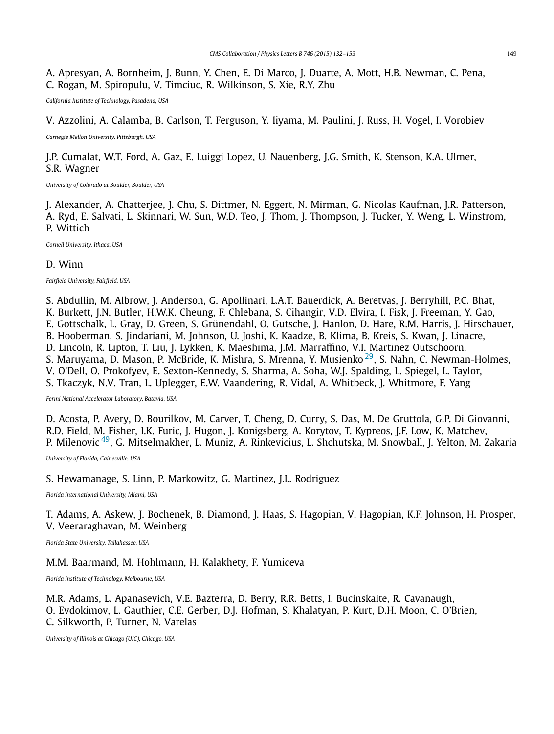A. Apresyan, A. Bornheim, J. Bunn, Y. Chen, E. Di Marco, J. Duarte, A. Mott, H.B. Newman, C. Pena, C. Rogan, M. Spiropulu, V. Timciuc, R. Wilkinson, S. Xie, R.Y. Zhu

*California Institute of Technology, Pasadena, USA*

V. Azzolini, A. Calamba, B. Carlson, T. Ferguson, Y. Iiyama, M. Paulini, J. Russ, H. Vogel, I. Vorobiev

*Carnegie Mellon University, Pittsburgh, USA*

J.P. Cumalat, W.T. Ford, A. Gaz, E. Luiggi Lopez, U. Nauenberg, J.G. Smith, K. Stenson, K.A. Ulmer, S.R. Wagner

*University of Colorado at Boulder, Boulder, USA*

J. Alexander, A. Chatterjee, J. Chu, S. Dittmer, N. Eggert, N. Mirman, G. Nicolas Kaufman, J.R. Patterson, A. Ryd, E. Salvati, L. Skinnari, W. Sun, W.D. Teo, J. Thom, J. Thompson, J. Tucker, Y. Weng, L. Winstrom, P. Wittich

*Cornell University, Ithaca, USA*

D. Winn

*Fairfield University, Fairfield, USA*

S. Abdullin, M. Albrow, J. Anderson, G. Apollinari, L.A.T. Bauerdick, A. Beretvas, J. Berryhill, P.C. Bhat, K. Burkett, J.N. Butler, H.W.K. Cheung, F. Chlebana, S. Cihangir, V.D. Elvira, I. Fisk, J. Freeman, Y. Gao, E. Gottschalk, L. Gray, D. Green, S. Grünendahl, O. Gutsche, J. Hanlon, D. Hare, R.M. Harris, J. Hirschauer, B. Hooberman, S. Jindariani, M. Johnson, U. Joshi, K. Kaadze, B. Klima, B. Kreis, S. Kwan, J. Linacre, D. Lincoln, R. Lipton, T. Liu, J. Lykken, K. Maeshima, J.M. Marraffino, V.I. Martinez Outschoorn, S. Maruyama, D. Mason, P. McBride, K. Mishra, S. Mrenna, Y. Musienko [29], S. Nahn, C. Newman-Holmes, V. O'Dell, O. Prokofyev, E. Sexton-Kennedy, S. Sharma, A. Soha, W.J. Spalding, L. Spiegel, L. Taylor, S. Tkaczyk, N.V. Tran, L. Uplegger, E.W. Vaandering, R. Vidal, A. Whitbeck, J. Whitmore, F. Yang

*Fermi National Accelerator Laboratory, Batavia, USA*

D. Acosta, P. Avery, D. Bourilkov, M. Carver, T. Cheng, D. Curry, S. Das, M. De Gruttola, G.P. Di Giovanni, R.D. Field, M. Fisher, I.K. Furic, J. Hugon, J. Konigsberg, A. Korytov, T. Kypreos, J.F. Low, K. Matchev, P. Milenovic [49], G. Mitselmakher, L. Muniz, A. Rinkevicius, L. Shchutska, M. Snowball, J. Yelton, M. Zakaria

*University of Florida, Gainesville, USA*

S. Hewamanage, S. Linn, P. Markowitz, G. Martinez, J.L. Rodriguez

*Florida International University, Miami, USA*

T. Adams, A. Askew, J. Bochenek, B. Diamond, J. Haas, S. Hagopian, V. Hagopian, K.F. Johnson, H. Prosper, V. Veeraraghavan, M. Weinberg

*Florida State University, Tallahassee, USA*

M.M. Baarmand, M. Hohlmann, H. Kalakhety, F. Yumiceva

*Florida Institute of Technology, Melbourne, USA*

M.R. Adams, L. Apanasevich, V.E. Bazterra, D. Berry, R.R. Betts, I. Bucinskaite, R. Cavanaugh, O. Evdokimov, L. Gauthier, C.E. Gerber, D.J. Hofman, S. Khalatyan, P. Kurt, D.H. Moon, C. O'Brien, C. Silkworth, P. Turner, N. Varelas

*University of Illinois at Chicago (UIC), Chicago, USA*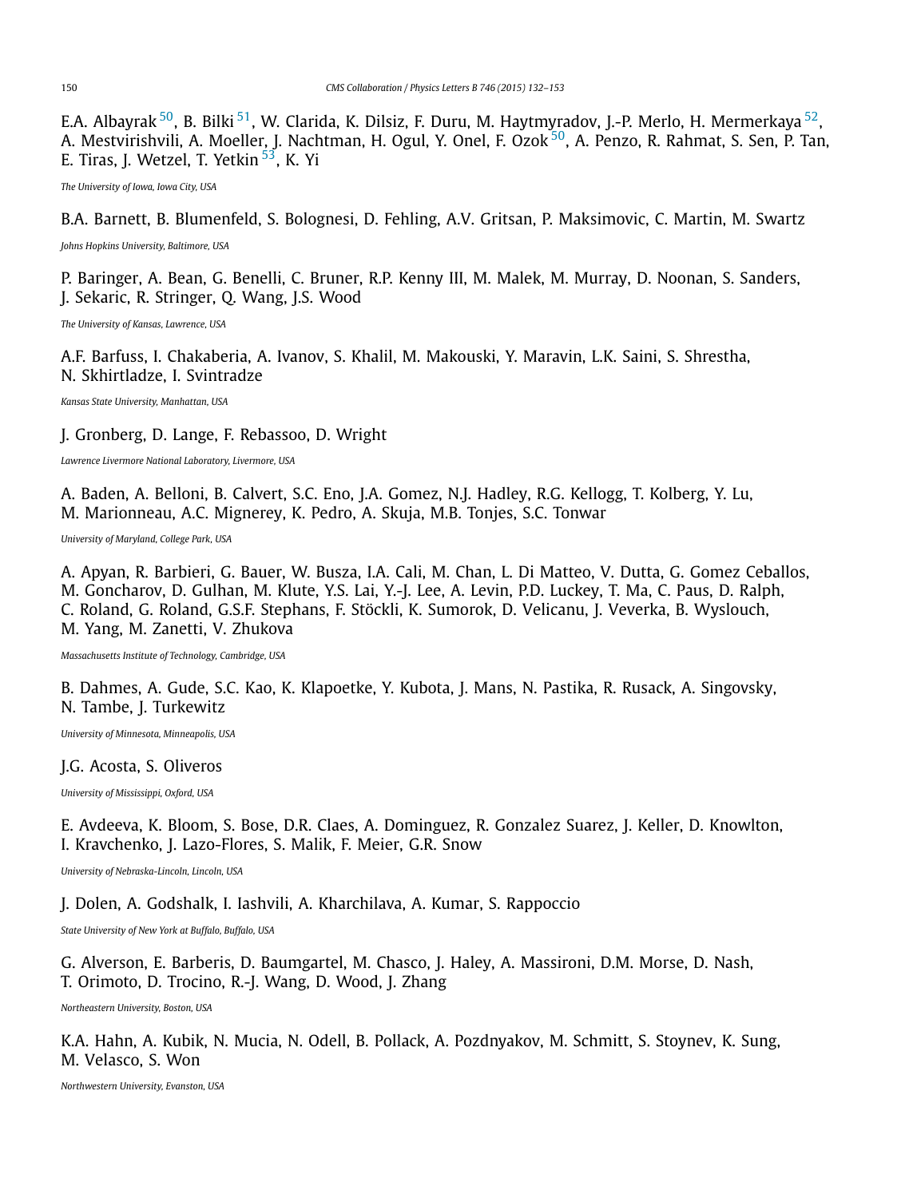E.A. Albayrak [50], B. Bilki [51], W. Clarida, K. Dilsiz, F. Duru, M. Haytmyradov, J.-P. Merlo, H. Mermerkaya [52], A. Mestvirishvili, A. Moeller, J. Nachtman, H. Ogul, Y. Onel, F. Ozok [50], A. Penzo, R. Rahmat, S. Sen, P. Tan, E. Tiras, J. Wetzel, T. Yetkin [53], K. Yi

*The University of Iowa, Iowa City, USA*

B.A. Barnett, B. Blumenfeld, S. Bolognesi, D. Fehling, A.V. Gritsan, P. Maksimovic, C. Martin, M. Swartz

*Johns Hopkins University, Baltimore, USA*

P. Baringer, A. Bean, G. Benelli, C. Bruner, R.P. Kenny III, M. Malek, M. Murray, D. Noonan, S. Sanders, J. Sekaric, R. Stringer, Q. Wang, J.S. Wood

*The University of Kansas, Lawrence, USA*

A.F. Barfuss, I. Chakaberia, A. Ivanov, S. Khalil, M. Makouski, Y. Maravin, L.K. Saini, S. Shrestha, N. Skhirtladze, I. Svintradze

*Kansas State University, Manhattan, USA*

J. Gronberg, D. Lange, F. Rebassoo, D. Wright

*Lawrence Livermore National Laboratory, Livermore, USA*

A. Baden, A. Belloni, B. Calvert, S.C. Eno, J.A. Gomez, N.J. Hadley, R.G. Kellogg, T. Kolberg, Y. Lu, M. Marionneau, A.C. Mignerey, K. Pedro, A. Skuja, M.B. Tonjes, S.C. Tonwar

*University of Maryland, College Park, USA*

A. Apyan, R. Barbieri, G. Bauer, W. Busza, I.A. Cali, M. Chan, L. Di Matteo, V. Dutta, G. Gomez Ceballos, M. Goncharov, D. Gulhan, M. Klute, Y.S. Lai, Y.-J. Lee, A. Levin, P.D. Luckey, T. Ma, C. Paus, D. Ralph, C. Roland, G. Roland, G.S.F. Stephans, F. Stöckli, K. Sumorok, D. Velicanu, J. Veverka, B. Wyslouch, M. Yang, M. Zanetti, V. Zhukova

*Massachusetts Institute of Technology, Cambridge, USA*

B. Dahmes, A. Gude, S.C. Kao, K. Klapoetke, Y. Kubota, J. Mans, N. Pastika, R. Rusack, A. Singovsky, N. Tambe, J. Turkewitz

*University of Minnesota, Minneapolis, USA*

J.G. Acosta, S. Oliveros

*University of Mississippi, Oxford, USA*

E. Avdeeva, K. Bloom, S. Bose, D.R. Claes, A. Dominguez, R. Gonzalez Suarez, J. Keller, D. Knowlton, I. Kravchenko, J. Lazo-Flores, S. Malik, F. Meier, G.R. Snow

*University of Nebraska-Lincoln, Lincoln, USA*

J. Dolen, A. Godshalk, I. Iashvili, A. Kharchilava, A. Kumar, S. Rappoccio

*State University of New York at Buffalo, Buffalo, USA*

G. Alverson, E. Barberis, D. Baumgartel, M. Chasco, J. Haley, A. Massironi, D.M. Morse, D. Nash, T. Orimoto, D. Trocino, R.-J. Wang, D. Wood, J. Zhang

*Northeastern University, Boston, USA*

K.A. Hahn, A. Kubik, N. Mucia, N. Odell, B. Pollack, A. Pozdnyakov, M. Schmitt, S. Stoynev, K. Sung, M. Velasco, S. Won

*Northwestern University, Evanston, USA*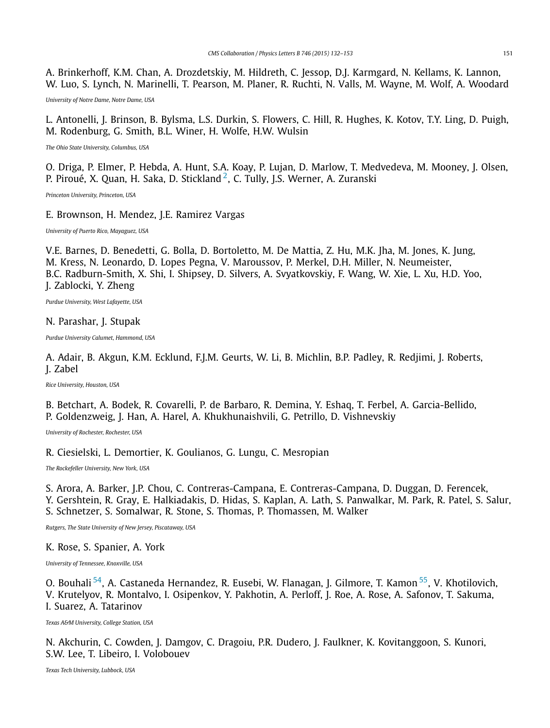A. Brinkerhoff, K.M. Chan, A. Drozdetskiy, M. Hildreth, C. Jessop, D.J. Karmgard, N. Kellams, K. Lannon, W. Luo, S. Lynch, N. Marinelli, T. Pearson, M. Planer, R. Ruchti, N. Valls, M. Wayne, M. Wolf, A. Woodard

*University of Notre Dame, Notre Dame, USA*

L. Antonelli, J. Brinson, B. Bylsma, L.S. Durkin, S. Flowers, C. Hill, R. Hughes, K. Kotov, T.Y. Ling, D. Puigh, M. Rodenburg, G. Smith, B.L. Winer, H. Wolfe, H.W. Wulsin

*The Ohio State University, Columbus, USA*

O. Driga, P. Elmer, P. Hebda, A. Hunt, S.A. Koay, P. Lujan, D. Marlow, T. Medvedeva, M. Mooney, J. Olsen, P. Piroué, X. Quan, H. Saka, D. Stickland [2], C. Tully, J.S. Werner, A. Zuranski

*Princeton University, Princeton, USA*

E. Brownson, H. Mendez, J.E. Ramirez Vargas

*University of Puerto Rico, Mayaguez, USA*

V.E. Barnes, D. Benedetti, G. Bolla, D. Bortoletto, M. De Mattia, Z. Hu, M.K. Jha, M. Jones, K. Jung, M. Kress, N. Leonardo, D. Lopes Pegna, V. Maroussov, P. Merkel, D.H. Miller, N. Neumeister, B.C. Radburn-Smith, X. Shi, I. Shipsey, D. Silvers, A. Svyatkovskiy, F. Wang, W. Xie, L. Xu, H.D. Yoo, J. Zablocki, Y. Zheng

*Purdue University, West Lafayette, USA*

N. Parashar, J. Stupak

*Purdue University Calumet, Hammond, USA*

A. Adair, B. Akgun, K.M. Ecklund, F.J.M. Geurts, W. Li, B. Michlin, B.P. Padley, R. Redjimi, J. Roberts, J. Zabel

*Rice University, Houston, USA*

B. Betchart, A. Bodek, R. Covarelli, P. de Barbaro, R. Demina, Y. Eshaq, T. Ferbel, A. Garcia-Bellido, P. Goldenzweig, J. Han, A. Harel, A. Khukhunaishvili, G. Petrillo, D. Vishnevskiy

*University of Rochester, Rochester, USA*

R. Ciesielski, L. Demortier, K. Goulianos, G. Lungu, C. Mesropian

*The Rockefeller University, New York, USA*

S. Arora, A. Barker, J.P. Chou, C. Contreras-Campana, E. Contreras-Campana, D. Duggan, D. Ferencek, Y. Gershtein, R. Gray, E. Halkiadakis, D. Hidas, S. Kaplan, A. Lath, S. Panwalkar, M. Park, R. Patel, S. Salur, S. Schnetzer, S. Somalwar, R. Stone, S. Thomas, P. Thomassen, M. Walker

*Rutgers, The State University of New Jersey, Piscataway, USA*

K. Rose, S. Spanier, A. York

*University of Tennessee, Knoxville, USA*

O. Bouhali [54], A. Castaneda Hernandez, R. Eusebi, W. Flanagan, J. Gilmore, T. Kamon [55], V. Khotilovich, V. Krutelyov, R. Montalvo, I. Osipenkov, Y. Pakhotin, A. Perloff, J. Roe, A. Rose, A. Safonov, T. Sakuma, I. Suarez, A. Tatarinov

*Texas A&M University, College Station, USA*

N. Akchurin, C. Cowden, J. Damgov, C. Dragoiu, P.R. Dudero, J. Faulkner, K. Kovitanggoon, S. Kunori, S.W. Lee, T. Libeiro, I. Volobouev

*Texas Tech University, Lubbock, USA*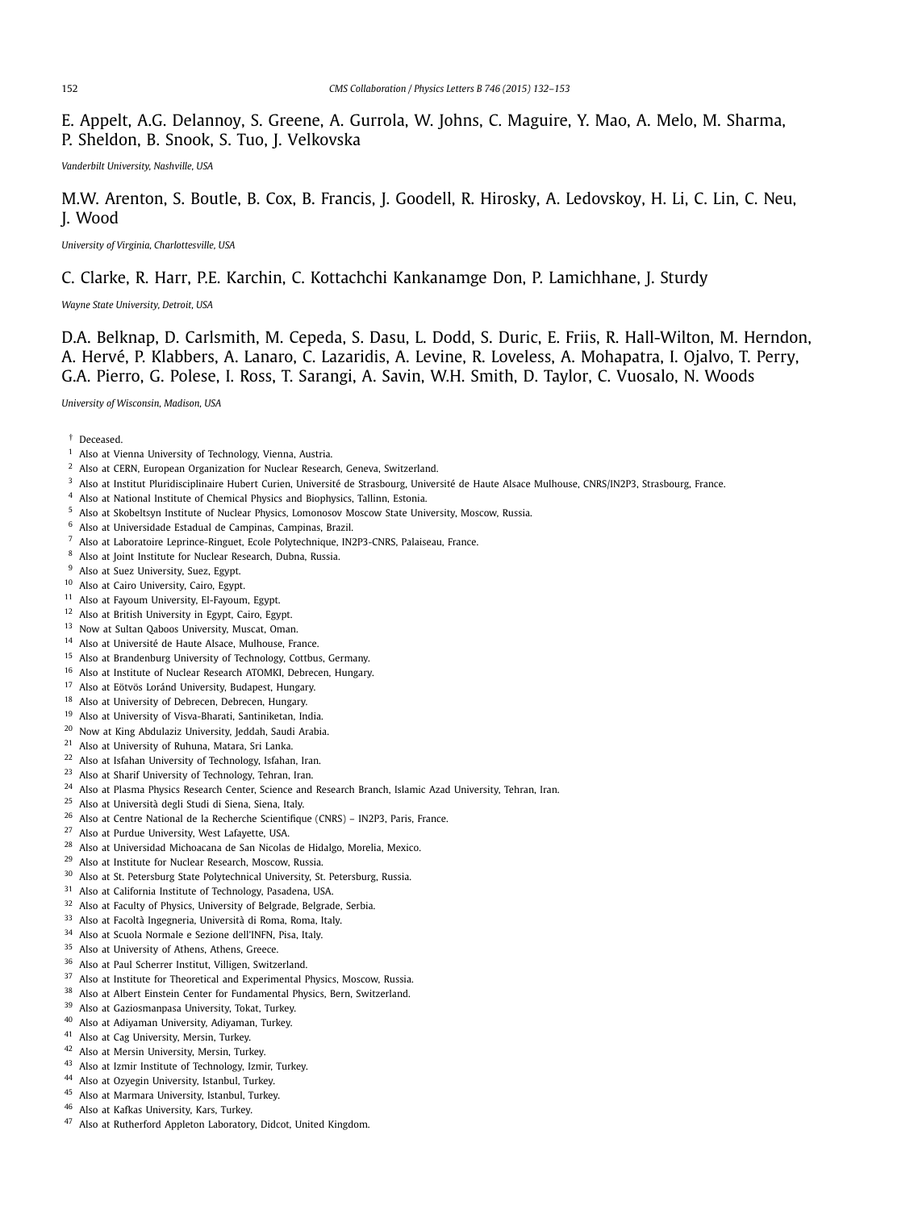E. Appelt, A.G. Delannoy, S. Greene, A. Gurrola, W. Johns, C. Maguire, Y. Mao, A. Melo, M. Sharma, P. Sheldon, B. Snook, S. Tuo, J. Velkovska

*Vanderbilt University, Nashville, USA*

M.W. Arenton, S. Boutle, B. Cox, B. Francis, J. Goodell, R. Hirosky, A. Ledovskoy, H. Li, C. Lin, C. Neu, J. Wood

*University of Virginia, Charlottesville, USA*

C. Clarke, R. Harr, P.E. Karchin, C. Kottachchi Kankanamge Don, P. Lamichhane, J. Sturdy

*Wayne State University, Detroit, USA*

D.A. Belknap, D. Carlsmith, M. Cepeda, S. Dasu, L. Dodd, S. Duric, E. Friis, R. Hall-Wilton, M. Herndon, A. Hervé, P. Klabbers, A. Lanaro, C. Lazaridis, A. Levine, R. Loveless, A. Mohapatra, I. Ojalvo, T. Perry, G.A. Pierro, G. Polese, I. Ross, T. Sarangi, A. Savin, W.H. Smith, D. Taylor, C. Vuosalo, N. Woods

*University of Wisconsin, Madison, USA*

† Deceased.

[1] Also at Vienna University of Technology, Vienna, Austria.

[2] Also at CERN, European Organization for Nuclear Research, Geneva, Switzerland.

[3] Also at Institut Pluridisciplinaire Hubert Curien, Université de Strasbourg, Université de Haute Alsace Mulhouse, CNRS/IN2P3, Strasbourg, France.

[4] Also at National Institute of Chemical Physics and Biophysics, Tallinn, Estonia.

[5] Also at Skobeltsyn Institute of Nuclear Physics, Lomonosov Moscow State University, Moscow, Russia.

[6] Also at Universidade Estadual de Campinas, Campinas, Brazil.

[7] Also at Laboratoire Leprince-Ringuet, Ecole Polytechnique, IN2P3-CNRS, Palaiseau, France.

[8] Also at Joint Institute for Nuclear Research, Dubna, Russia.

[9] Also at Suez University, Suez, Egypt.

[10] Also at Cairo University, Cairo, Egypt.

[11] Also at Fayoum University, El-Fayoum, Egypt.

[12] Also at British University in Egypt, Cairo, Egypt.

[13] Now at Sultan Qaboos University, Muscat, Oman.

[14] Also at Université de Haute Alsace, Mulhouse, France.

[15] Also at Brandenburg University of Technology, Cottbus, Germany.

[16] Also at Institute of Nuclear Research ATOMKI, Debrecen, Hungary.

[17] Also at Eötvös Loránd University, Budapest, Hungary.

[18] Also at University of Debrecen, Debrecen, Hungary.

[19] Also at University of Visva-Bharati, Santiniketan, India.

[20] Now at King Abdulaziz University, Jeddah, Saudi Arabia.

[21] Also at University of Ruhuna, Matara, Sri Lanka.

[22] Also at Isfahan University of Technology, Isfahan, Iran.

[23] Also at Sharif University of Technology, Tehran, Iran.

[24] Also at Plasma Physics Research Center, Science and Research Branch, Islamic Azad University, Tehran, Iran.

[25] Also at Università degli Studi di Siena, Siena, Italy.

[26] Also at Centre National de la Recherche Scientifique (CNRS) – IN2P3, Paris, France.

[27] Also at Purdue University, West Lafayette, USA.

[28] Also at Universidad Michoacana de San Nicolas de Hidalgo, Morelia, Mexico.

[29] Also at Institute for Nuclear Research, Moscow, Russia.

[30] Also at St. Petersburg State Polytechnical University, St. Petersburg, Russia.

[31] Also at California Institute of Technology, Pasadena, USA.

[32] Also at Faculty of Physics, University of Belgrade, Belgrade, Serbia.

[33] Also at Facoltà Ingegneria, Università di Roma, Roma, Italy.

[34] Also at Scuola Normale e Sezione dell'INFN, Pisa, Italy.

[35] Also at University of Athens, Athens, Greece.

[36] Also at Paul Scherrer Institut, Villigen, Switzerland.

[37] Also at Institute for Theoretical and Experimental Physics, Moscow, Russia.

[38] Also at Albert Einstein Center for Fundamental Physics, Bern, Switzerland.

[39] Also at Gaziosmanpasa University, Tokat, Turkey.

[40] Also at Adiyaman University, Adiyaman, Turkey.

[41] Also at Cag University, Mersin, Turkey.

[42] Also at Mersin University, Mersin, Turkey.

[43] Also at Izmir Institute of Technology, Izmir, Turkey.

[44] Also at Ozyegin University, Istanbul, Turkey.

[45] Also at Marmara University, Istanbul, Turkey.

[46] Also at Kafkas University, Kars, Turkey.

[47] Also at Rutherford Appleton Laboratory, Didcot, United Kingdom.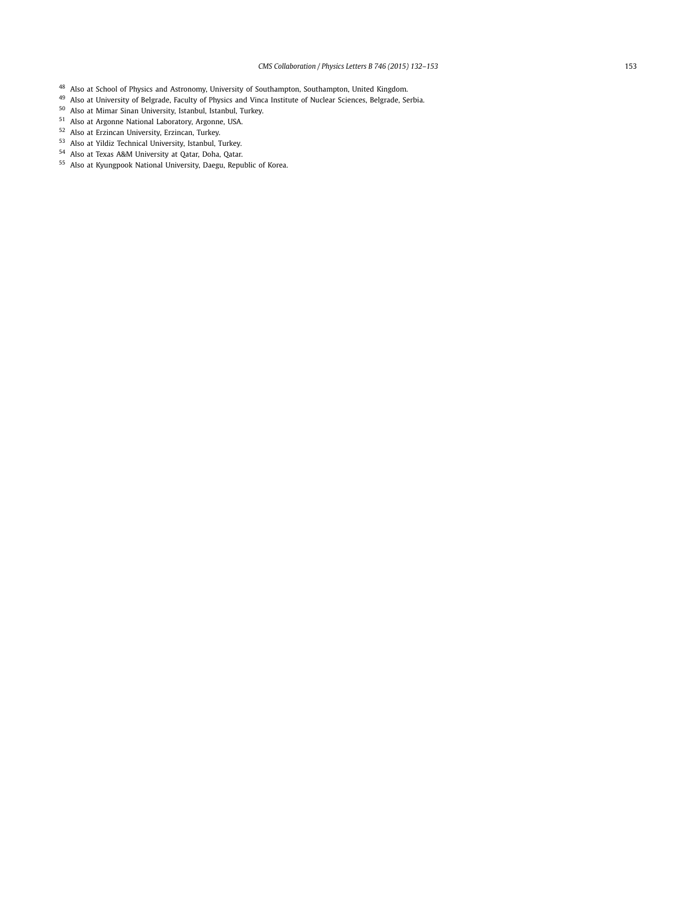[48] Also at School of Physics and Astronomy, University of Southampton, Southampton, United Kingdom.
[49] Also at University of Belgrade, Faculty of Physics and Vinca Institute of Nuclear Sciences, Belgrade, Serbia.
[50] Also at Mimar Sinan University, Istanbul, Istanbul, Turkey.
[51] Also at Argonne National Laboratory, Argonne, USA.
[52] Also at Erzincan University, Erzincan, Turkey.
[53] Also at Yildiz Technical University, Istanbul, Turkey.
[54] Also at Texas A&M University at Qatar, Doha, Qatar.
[55] Also at Kyungpook National University, Daegu, Republic of Korea.